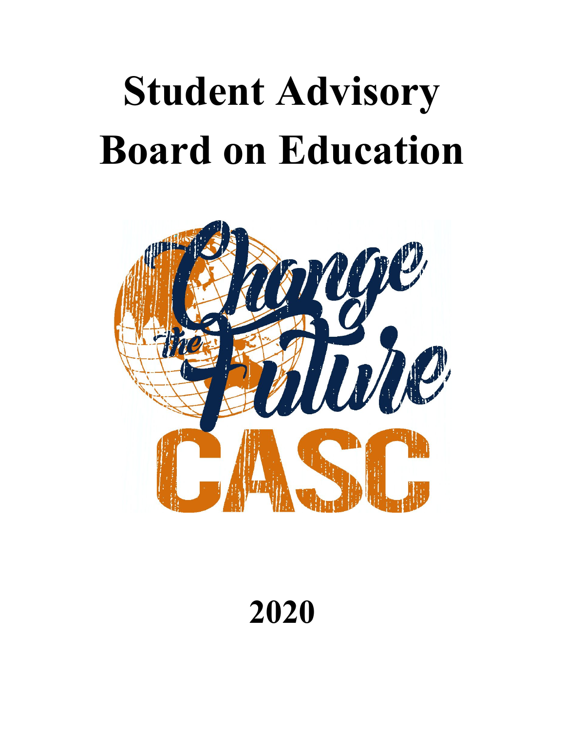# Student Advisory Board on Education

Change the Future

CASC

2020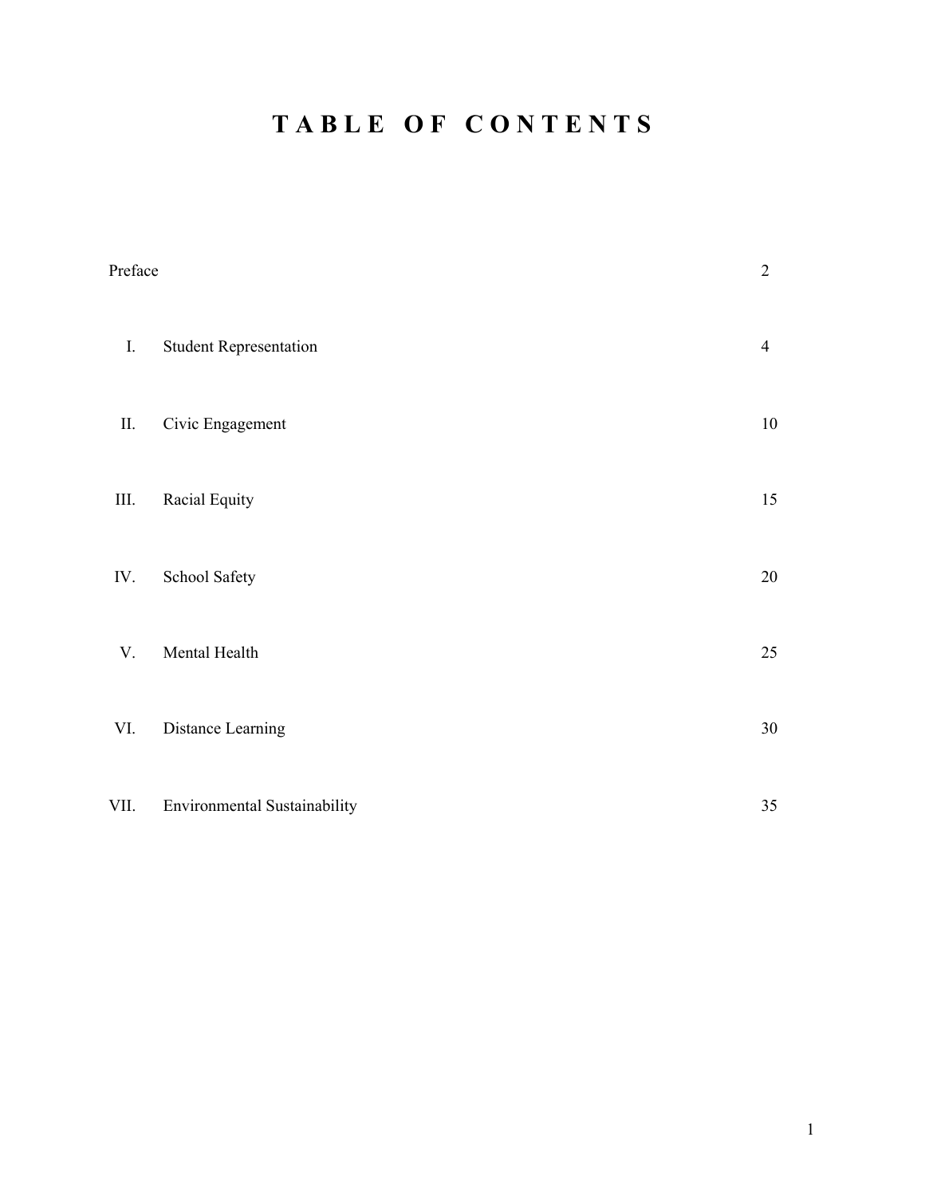# TABLE OF CONTENTS

| | | |
|---|---|---|
| Preface | | 2 |
| I. | Student Representation | 4 |
| II. | Civic Engagement | 10 |
| III. | Racial Equity | 15 |
| IV. | School Safety | 20 |
| V. | Mental Health | 25 |
| VI. | Distance Learning | 30 |
| VII. | Environmental Sustainability | 35 |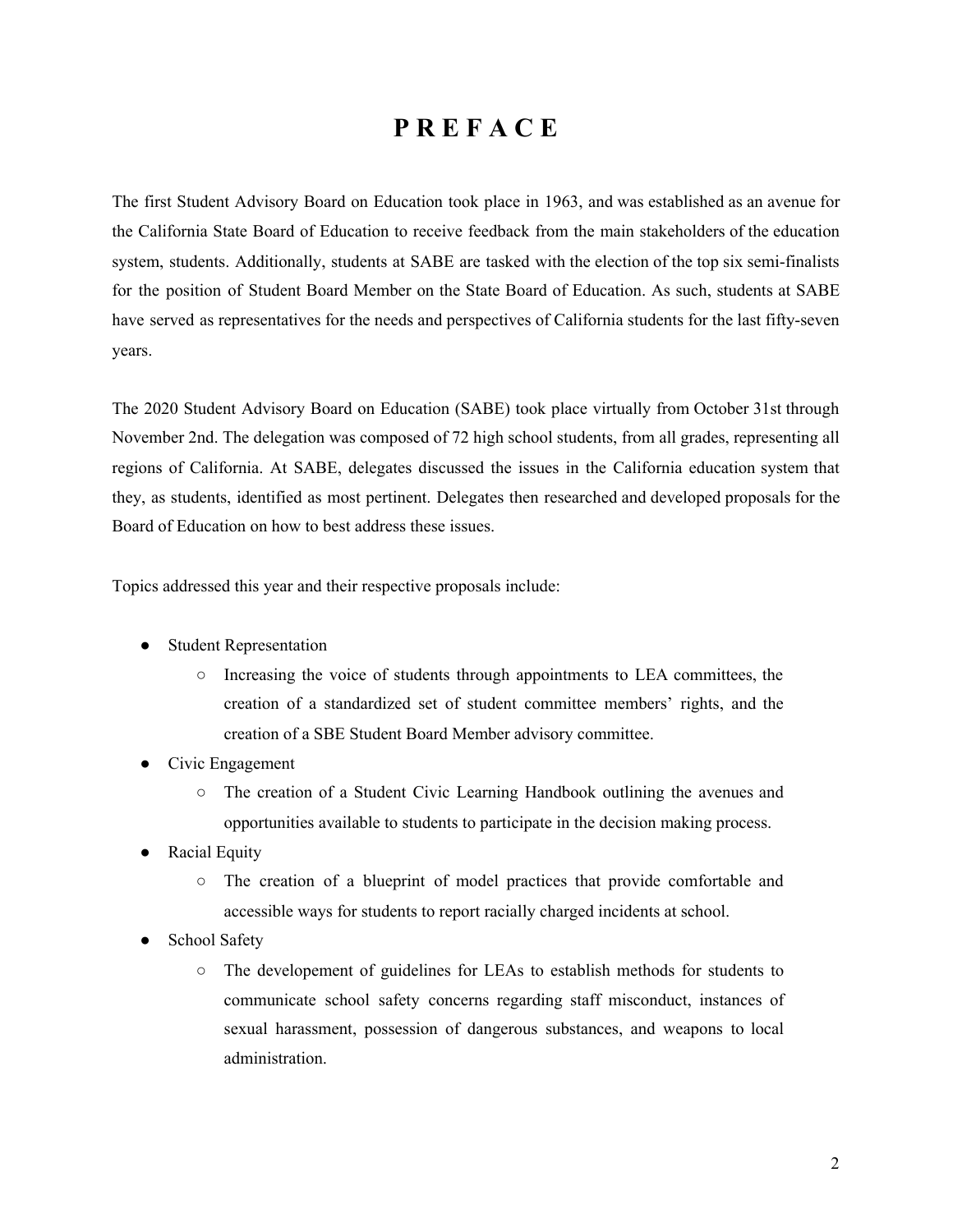# PREFACE

The first Student Advisory Board on Education took place in 1963, and was established as an avenue for the California State Board of Education to receive feedback from the main stakeholders of the education system, students. Additionally, students at SABE are tasked with the election of the top six semi-finalists for the position of Student Board Member on the State Board of Education. As such, students at SABE have served as representatives for the needs and perspectives of California students for the last fifty-seven years.

The 2020 Student Advisory Board on Education (SABE) took place virtually from October 31st through November 2nd. The delegation was composed of 72 high school students, from all grades, representing all regions of California. At SABE, delegates discussed the issues in the California education system that they, as students, identified as most pertinent. Delegates then researched and developed proposals for the Board of Education on how to best address these issues.

Topics addressed this year and their respective proposals include:

- Student Representation
  - Increasing the voice of students through appointments to LEA committees, the creation of a standardized set of student committee members' rights, and the creation of a SBE Student Board Member advisory committee.
- Civic Engagement
  - The creation of a Student Civic Learning Handbook outlining the avenues and opportunities available to students to participate in the decision making process.
- Racial Equity
  - The creation of a blueprint of model practices that provide comfortable and accessible ways for students to report racially charged incidents at school.
- School Safety
  - The developement of guidelines for LEAs to establish methods for students to communicate school safety concerns regarding staff misconduct, instances of sexual harassment, possession of dangerous substances, and weapons to local administration.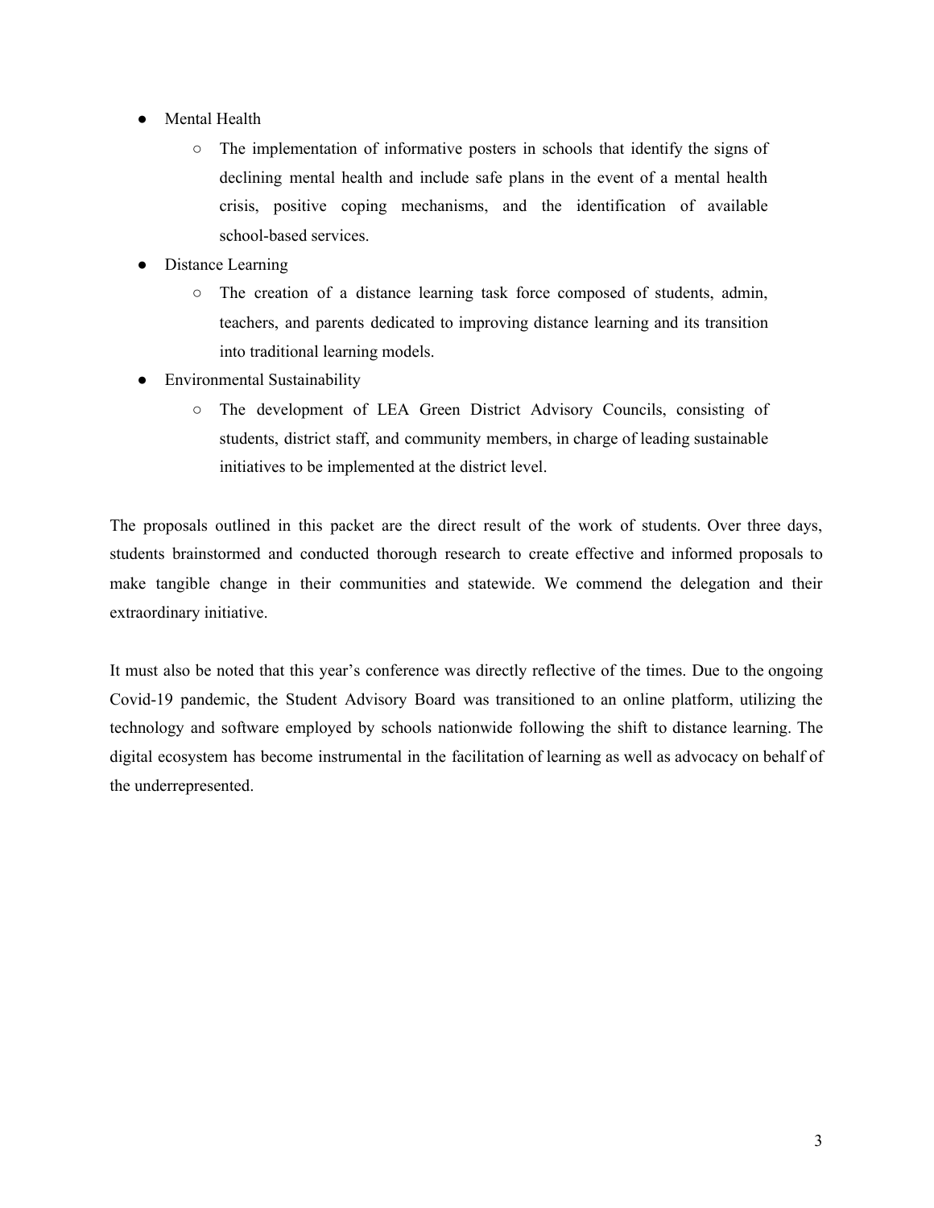- Mental Health
    - The implementation of informative posters in schools that identify the signs of declining mental health and include safe plans in the event of a mental health crisis, positive coping mechanisms, and the identification of available school-based services.
- Distance Learning
    - The creation of a distance learning task force composed of students, admin, teachers, and parents dedicated to improving distance learning and its transition into traditional learning models.
- Environmental Sustainability
    - The development of LEA Green District Advisory Councils, consisting of students, district staff, and community members, in charge of leading sustainable initiatives to be implemented at the district level.

The proposals outlined in this packet are the direct result of the work of students. Over three days, students brainstormed and conducted thorough research to create effective and informed proposals to make tangible change in their communities and statewide. We commend the delegation and their extraordinary initiative.

It must also be noted that this year's conference was directly reflective of the times. Due to the ongoing Covid-19 pandemic, the Student Advisory Board was transitioned to an online platform, utilizing the technology and software employed by schools nationwide following the shift to distance learning. The digital ecosystem has become instrumental in the facilitation of learning as well as advocacy on behalf of the underrepresented.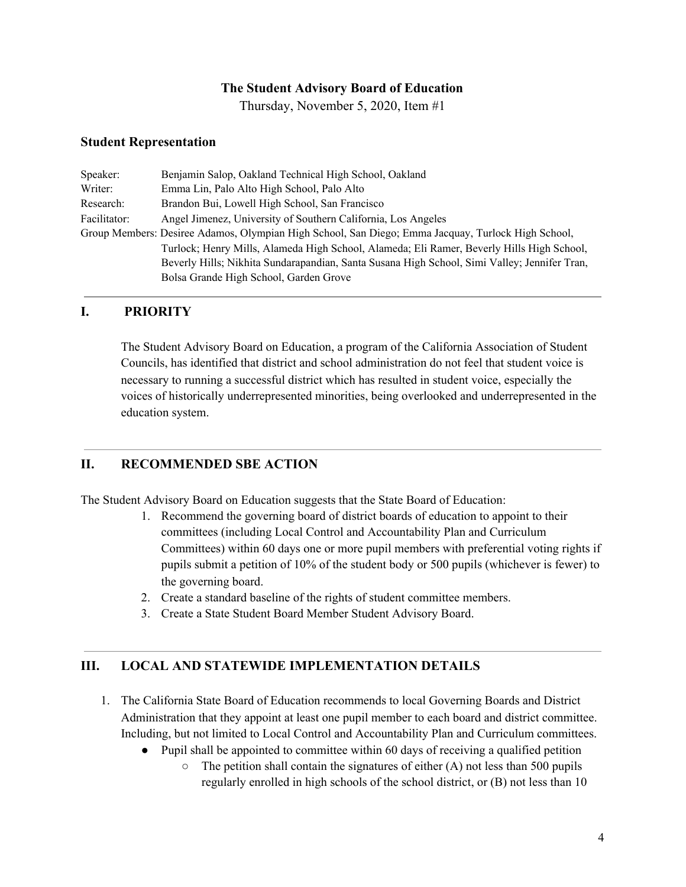**The Student Advisory Board of Education**

Thursday, November 5, 2020, Item #1

### Student Representation

Speaker: Benjamin Salop, Oakland Technical High School, Oakland
Writer: Emma Lin, Palo Alto High School, Palo Alto
Research: Brandon Bui, Lowell High School, San Francisco
Facilitator: Angel Jimenez, University of Southern California, Los Angeles
Group Members: Desiree Adamos, Olympian High School, San Diego; Emma Jacquay, Turlock High School, Turlock; Henry Mills, Alameda High School, Alameda; Eli Ramer, Beverly Hills High School, Beverly Hills; Nikhita Sundarapandian, Santa Susana High School, Simi Valley; Jennifer Tran, Bolsa Grande High School, Garden Grove

---

## I. PRIORITY

The Student Advisory Board on Education, a program of the California Association of Student Councils, has identified that district and school administration do not feel that student voice is necessary to running a successful district which has resulted in student voice, especially the voices of historically underrepresented minorities, being overlooked and underrepresented in the education system.

---

## II. RECOMMENDED SBE ACTION

The Student Advisory Board on Education suggests that the State Board of Education:

1. Recommend the governing board of district boards of education to appoint to their committees (including Local Control and Accountability Plan and Curriculum Committees) within 60 days one or more pupil members with preferential voting rights if pupils submit a petition of 10% of the student body or 500 pupils (whichever is fewer) to the governing board.
2. Create a standard baseline of the rights of student committee members.
3. Create a State Student Board Member Student Advisory Board.

---

## III. LOCAL AND STATEWIDE IMPLEMENTATION DETAILS

1. The California State Board of Education recommends to local Governing Boards and District Administration that they appoint at least one pupil member to each board and district committee. Including, but not limited to Local Control and Accountability Plan and Curriculum committees.
   - Pupil shall be appointed to committee within 60 days of receiving a qualified petition
     - The petition shall contain the signatures of either (A) not less than 500 pupils regularly enrolled in high schools of the school district, or (B) not less than 10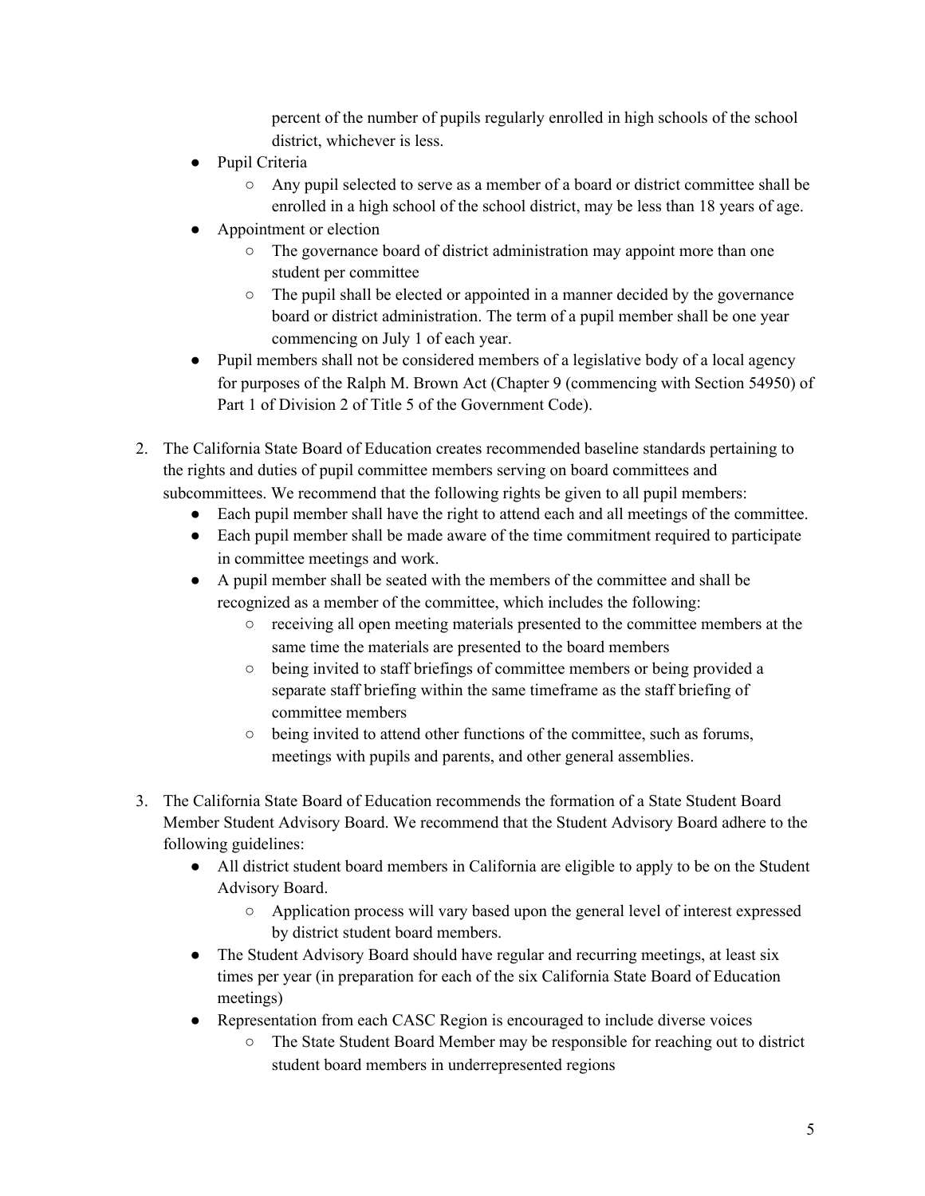percent of the number of pupils regularly enrolled in high schools of the school district, whichever is less.

- Pupil Criteria
  - Any pupil selected to serve as a member of a board or district committee shall be enrolled in a high school of the school district, may be less than 18 years of age.
- Appointment or election
  - The governance board of district administration may appoint more than one student per committee
  - The pupil shall be elected or appointed in a manner decided by the governance board or district administration. The term of a pupil member shall be one year commencing on July 1 of each year.
- Pupil members shall not be considered members of a legislative body of a local agency for purposes of the Ralph M. Brown Act (Chapter 9 (commencing with Section 54950) of Part 1 of Division 2 of Title 5 of the Government Code).

2. The California State Board of Education creates recommended baseline standards pertaining to the rights and duties of pupil committee members serving on board committees and subcommittees. We recommend that the following rights be given to all pupil members:
   - Each pupil member shall have the right to attend each and all meetings of the committee.
   - Each pupil member shall be made aware of the time commitment required to participate in committee meetings and work.
   - A pupil member shall be seated with the members of the committee and shall be recognized as a member of the committee, which includes the following:
     - receiving all open meeting materials presented to the committee members at the same time the materials are presented to the board members
     - being invited to staff briefings of committee members or being provided a separate staff briefing within the same timeframe as the staff briefing of committee members
     - being invited to attend other functions of the committee, such as forums, meetings with pupils and parents, and other general assemblies.

3. The California State Board of Education recommends the formation of a State Student Board Member Student Advisory Board. We recommend that the Student Advisory Board adhere to the following guidelines:
   - All district student board members in California are eligible to apply to be on the Student Advisory Board.
     - Application process will vary based upon the general level of interest expressed by district student board members.
   - The Student Advisory Board should have regular and recurring meetings, at least six times per year (in preparation for each of the six California State Board of Education meetings)
   - Representation from each CASC Region is encouraged to include diverse voices
     - The State Student Board Member may be responsible for reaching out to district student board members in underrepresented regions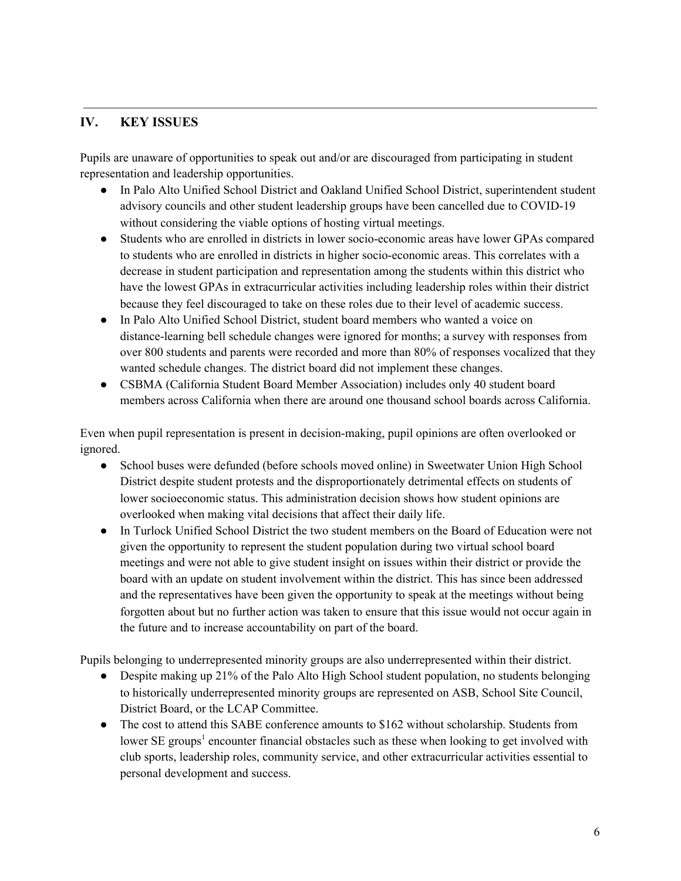## IV. KEY ISSUES

Pupils are unaware of opportunities to speak out and/or are discouraged from participating in student representation and leadership opportunities.

- In Palo Alto Unified School District and Oakland Unified School District, superintendent student advisory councils and other student leadership groups have been cancelled due to COVID-19 without considering the viable options of hosting virtual meetings.
- Students who are enrolled in districts in lower socio-economic areas have lower GPAs compared to students who are enrolled in districts in higher socio-economic areas. This correlates with a decrease in student participation and representation among the students within this district who have the lowest GPAs in extracurricular activities including leadership roles within their district because they feel discouraged to take on these roles due to their level of academic success.
- In Palo Alto Unified School District, student board members who wanted a voice on distance-learning bell schedule changes were ignored for months; a survey with responses from over 800 students and parents were recorded and more than 80% of responses vocalized that they wanted schedule changes. The district board did not implement these changes.
- CSBMA (California Student Board Member Association) includes only 40 student board members across California when there are around one thousand school boards across California.

Even when pupil representation is present in decision-making, pupil opinions are often overlooked or ignored.

- School buses were defunded (before schools moved online) in Sweetwater Union High School District despite student protests and the disproportionately detrimental effects on students of lower socioeconomic status. This administration decision shows how student opinions are overlooked when making vital decisions that affect their daily life.
- In Turlock Unified School District the two student members on the Board of Education were not given the opportunity to represent the student population during two virtual school board meetings and were not able to give student insight on issues within their district or provide the board with an update on student involvement within the district. This has since been addressed and the representatives have been given the opportunity to speak at the meetings without being forgotten about but no further action was taken to ensure that this issue would not occur again in the future and to increase accountability on part of the board.

Pupils belonging to underrepresented minority groups are also underrepresented within their district.

- Despite making up 21% of the Palo Alto High School student population, no students belonging to historically underrepresented minority groups are represented on ASB, School Site Council, District Board, or the LCAP Committee.
- The cost to attend this SABE conference amounts to $162 without scholarship. Students from lower SE groups[1] encounter financial obstacles such as these when looking to get involved with club sports, leadership roles, community service, and other extracurricular activities essential to personal development and success.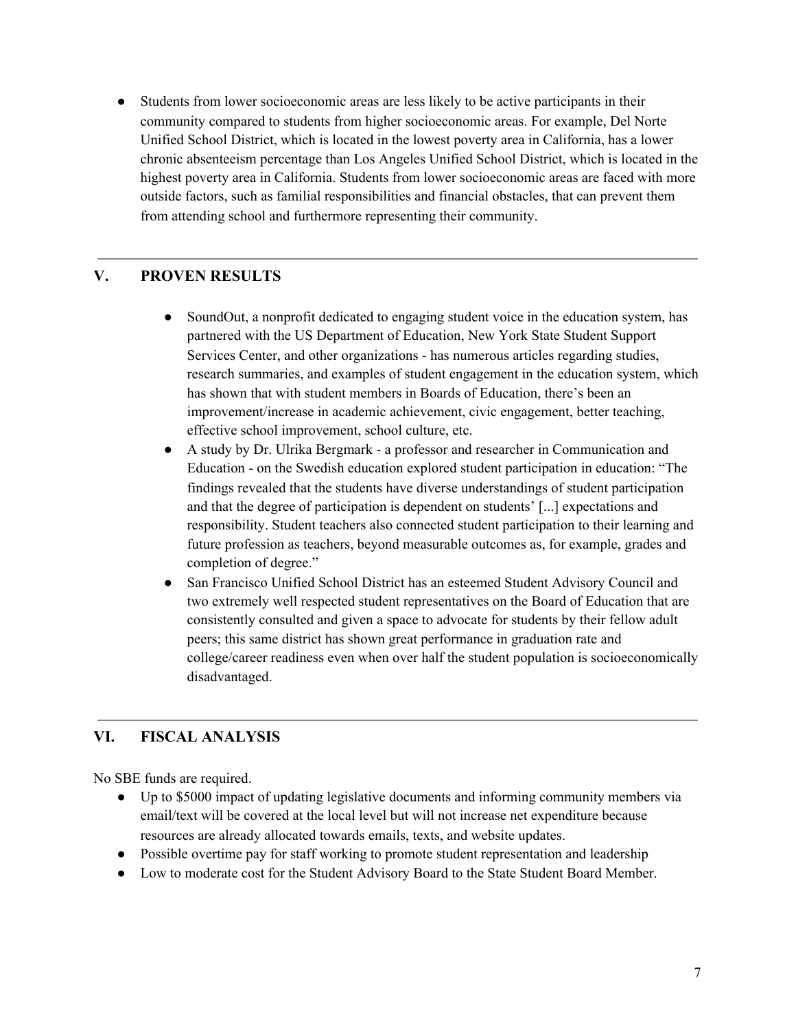- Students from lower socioeconomic areas are less likely to be active participants in their community compared to students from higher socioeconomic areas. For example, Del Norte Unified School District, which is located in the lowest poverty area in California, has a lower chronic absenteeism percentage than Los Angeles Unified School District, which is located in the highest poverty area in California. Students from lower socioeconomic areas are faced with more outside factors, such as familial responsibilities and financial obstacles, that can prevent them from attending school and furthermore representing their community.

---

## V. PROVEN RESULTS

- SoundOut, a nonprofit dedicated to engaging student voice in the education system, has partnered with the US Department of Education, New York State Student Support Services Center, and other organizations - has numerous articles regarding studies, research summaries, and examples of student engagement in the education system, which has shown that with student members in Boards of Education, there's been an improvement/increase in academic achievement, civic engagement, better teaching, effective school improvement, school culture, etc.
- A study by Dr. Ulrika Bergmark - a professor and researcher in Communication and Education - on the Swedish education explored student participation in education: "The findings revealed that the students have diverse understandings of student participation and that the degree of participation is dependent on students' [...] expectations and responsibility. Student teachers also connected student participation to their learning and future profession as teachers, beyond measurable outcomes as, for example, grades and completion of degree."
- San Francisco Unified School District has an esteemed Student Advisory Council and two extremely well respected student representatives on the Board of Education that are consistently consulted and given a space to advocate for students by their fellow adult peers; this same district has shown great performance in graduation rate and college/career readiness even when over half the student population is socioeconomically disadvantaged.

---

## VI. FISCAL ANALYSIS

No SBE funds are required.

- Up to $5000 impact of updating legislative documents and informing community members via email/text will be covered at the local level but will not increase net expenditure because resources are already allocated towards emails, texts, and website updates.
- Possible overtime pay for staff working to promote student representation and leadership
- Low to moderate cost for the Student Advisory Board to the State Student Board Member.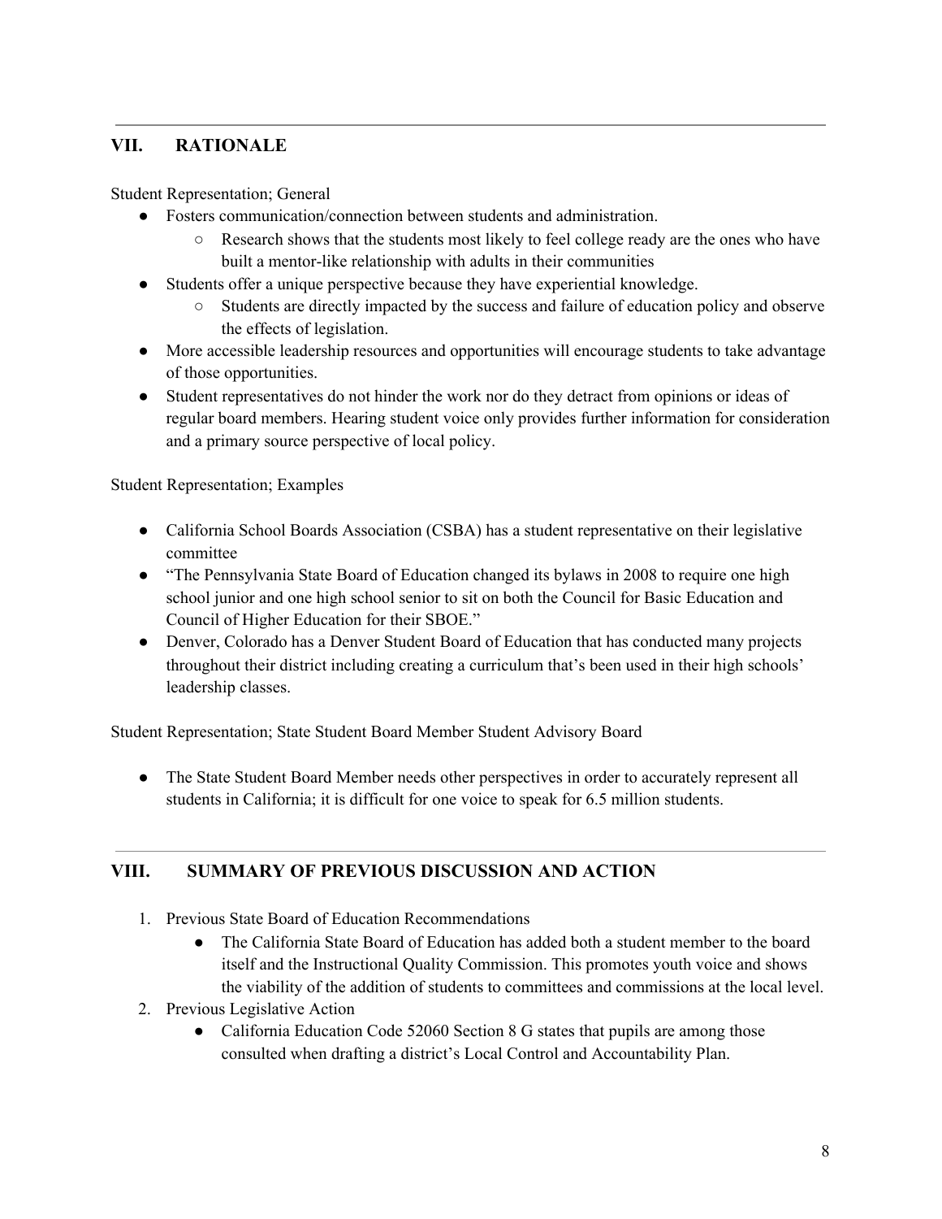## VII. RATIONALE

Student Representation; General

- Fosters communication/connection between students and administration.
  - Research shows that the students most likely to feel college ready are the ones who have built a mentor-like relationship with adults in their communities
- Students offer a unique perspective because they have experiential knowledge.
  - Students are directly impacted by the success and failure of education policy and observe the effects of legislation.
- More accessible leadership resources and opportunities will encourage students to take advantage of those opportunities.
- Student representatives do not hinder the work nor do they detract from opinions or ideas of regular board members. Hearing student voice only provides further information for consideration and a primary source perspective of local policy.

Student Representation; Examples

- California School Boards Association (CSBA) has a student representative on their legislative committee
- "The Pennsylvania State Board of Education changed its bylaws in 2008 to require one high school junior and one high school senior to sit on both the Council for Basic Education and Council of Higher Education for their SBOE."
- Denver, Colorado has a Denver Student Board of Education that has conducted many projects throughout their district including creating a curriculum that's been used in their high schools' leadership classes.

Student Representation; State Student Board Member Student Advisory Board

- The State Student Board Member needs other perspectives in order to accurately represent all students in California; it is difficult for one voice to speak for 6.5 million students.

## VIII. SUMMARY OF PREVIOUS DISCUSSION AND ACTION

1. Previous State Board of Education Recommendations
   - The California State Board of Education has added both a student member to the board itself and the Instructional Quality Commission. This promotes youth voice and shows the viability of the addition of students to committees and commissions at the local level.
2. Previous Legislative Action
   - California Education Code 52060 Section 8 G states that pupils are among those consulted when drafting a district's Local Control and Accountability Plan.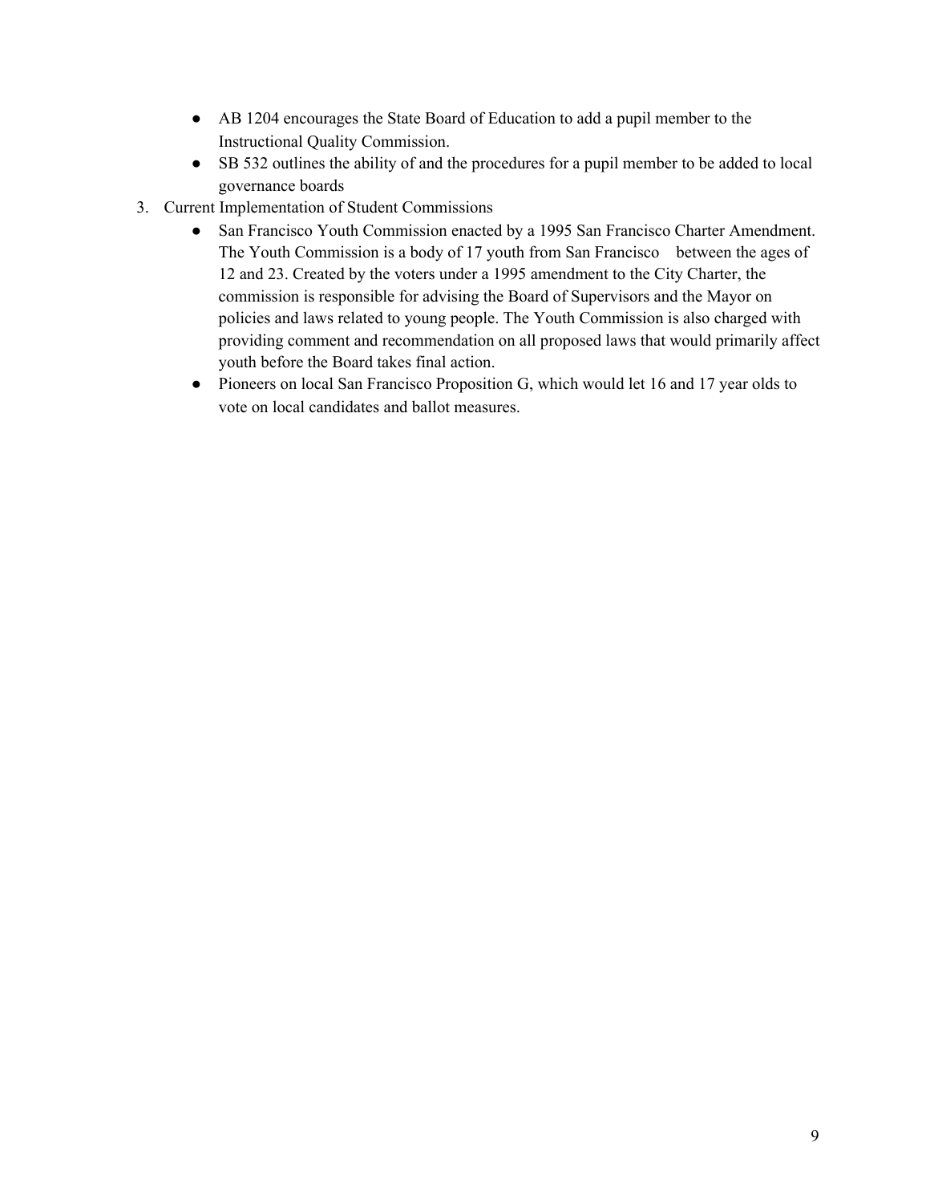- AB 1204 encourages the State Board of Education to add a pupil member to the Instructional Quality Commission.
- SB 532 outlines the ability of and the procedures for a pupil member to be added to local governance boards

3. Current Implementation of Student Commissions
    - San Francisco Youth Commission enacted by a 1995 San Francisco Charter Amendment. The Youth Commission is a body of 17 youth from San Francisco between the ages of 12 and 23. Created by the voters under a 1995 amendment to the City Charter, the commission is responsible for advising the Board of Supervisors and the Mayor on policies and laws related to young people. The Youth Commission is also charged with providing comment and recommendation on all proposed laws that would primarily affect youth before the Board takes final action.
    - Pioneers on local San Francisco Proposition G, which would let 16 and 17 year olds to vote on local candidates and ballot measures.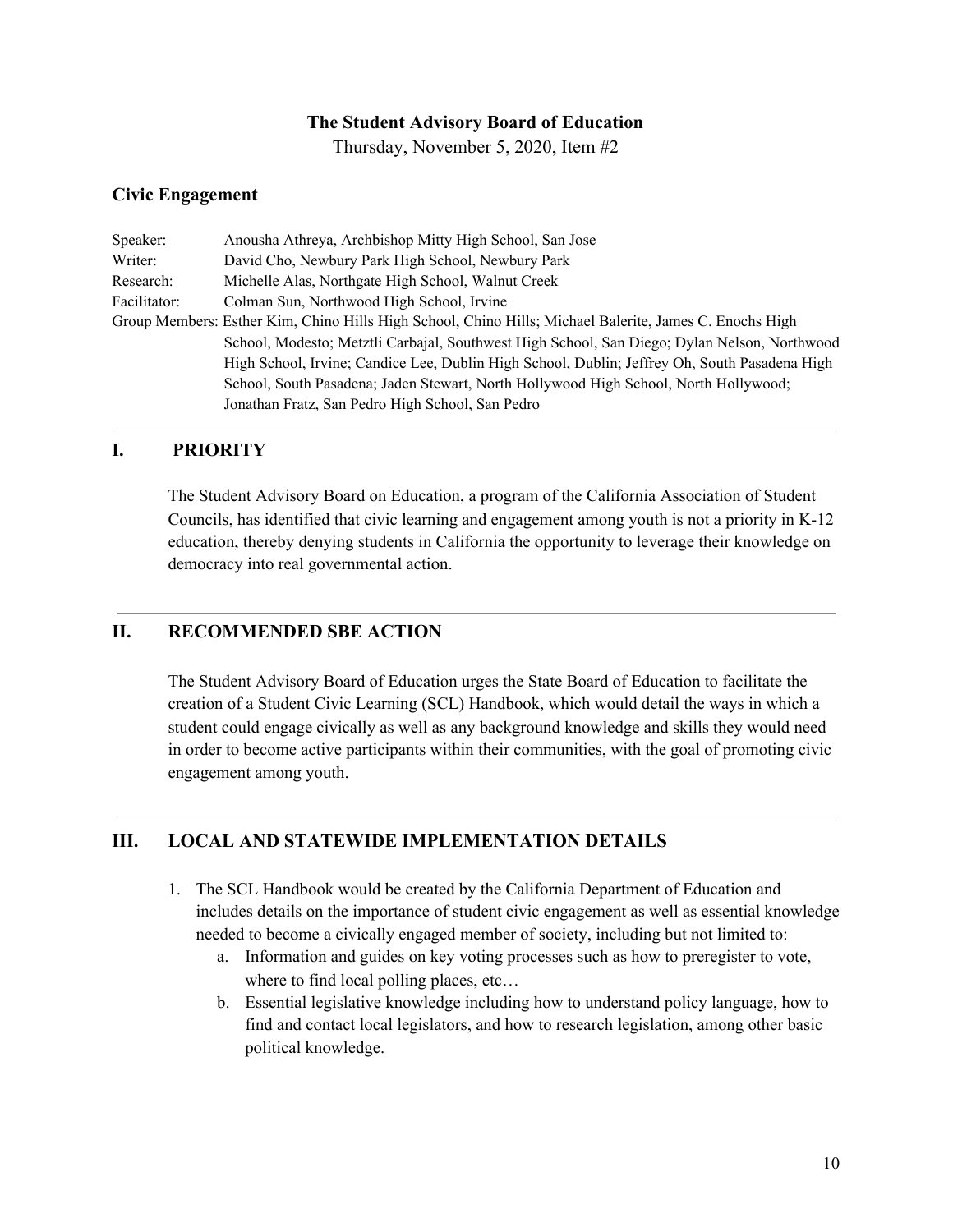**The Student Advisory Board of Education**

Thursday, November 5, 2020, Item #2

### Civic Engagement

Speaker: Anousha Athreya, Archbishop Mitty High School, San Jose
Writer: David Cho, Newbury Park High School, Newbury Park
Research: Michelle Alas, Northgate High School, Walnut Creek
Facilitator: Colman Sun, Northwood High School, Irvine
Group Members: Esther Kim, Chino Hills High School, Chino Hills; Michael Balerite, James C. Enochs High School, Modesto; Metztli Carbajal, Southwest High School, San Diego; Dylan Nelson, Northwood High School, Irvine; Candice Lee, Dublin High School, Dublin; Jeffrey Oh, South Pasadena High School, South Pasadena; Jaden Stewart, North Hollywood High School, North Hollywood; Jonathan Fratz, San Pedro High School, San Pedro

---

## I. PRIORITY

The Student Advisory Board on Education, a program of the California Association of Student Councils, has identified that civic learning and engagement among youth is not a priority in K-12 education, thereby denying students in California the opportunity to leverage their knowledge on democracy into real governmental action.

---

## II. RECOMMENDED SBE ACTION

The Student Advisory Board of Education urges the State Board of Education to facilitate the creation of a Student Civic Learning (SCL) Handbook, which would detail the ways in which a student could engage civically as well as any background knowledge and skills they would need in order to become active participants within their communities, with the goal of promoting civic engagement among youth.

---

## III. LOCAL AND STATEWIDE IMPLEMENTATION DETAILS

1. The SCL Handbook would be created by the California Department of Education and includes details on the importance of student civic engagement as well as essential knowledge needed to become a civically engaged member of society, including but not limited to:
    a. Information and guides on key voting processes such as how to preregister to vote, where to find local polling places, etc…
    b. Essential legislative knowledge including how to understand policy language, how to find and contact local legislators, and how to research legislation, among other basic political knowledge.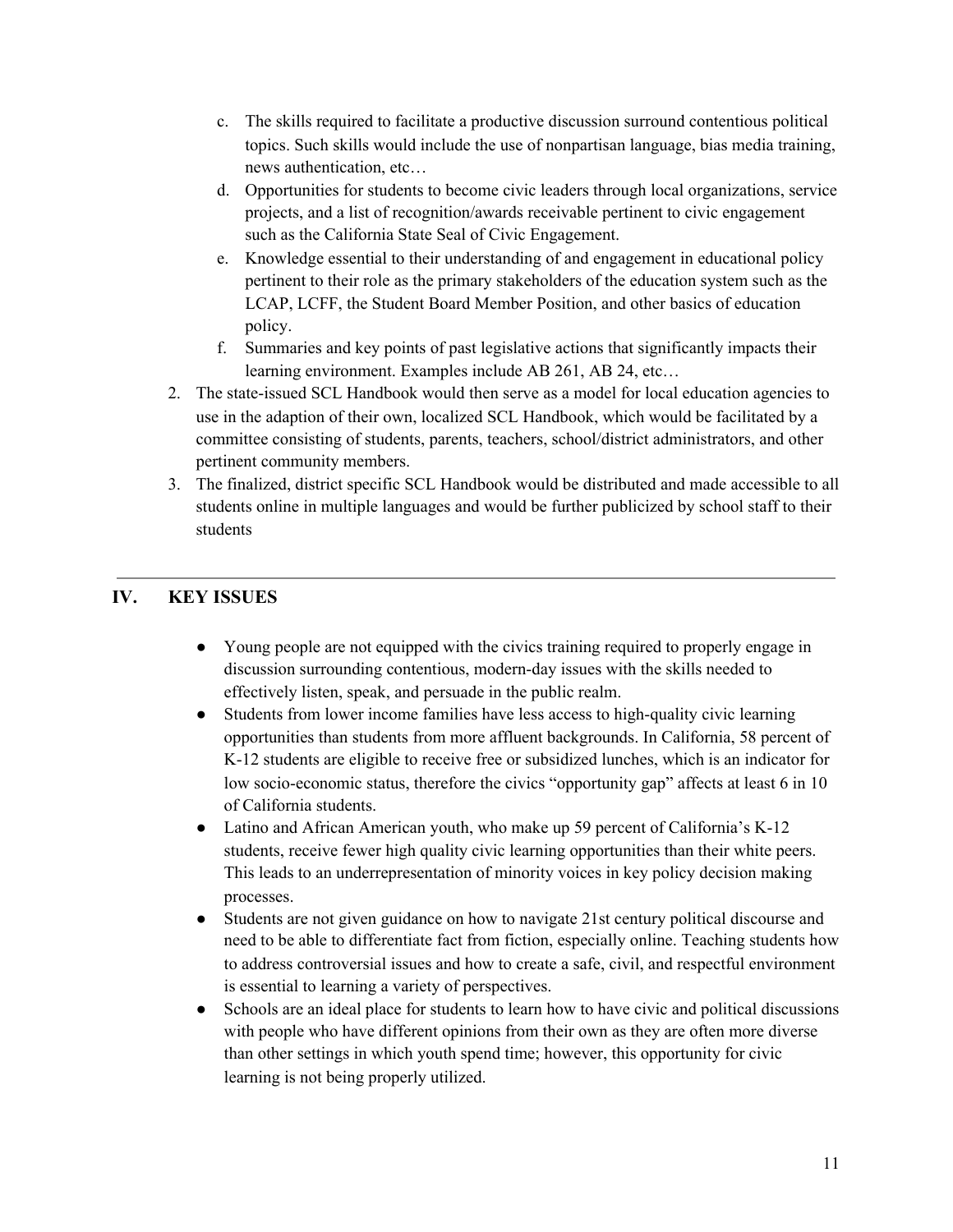c. The skills required to facilitate a productive discussion surround contentious political topics. Such skills would include the use of nonpartisan language, bias media training, news authentication, etc…
d. Opportunities for students to become civic leaders through local organizations, service projects, and a list of recognition/awards receivable pertinent to civic engagement such as the California State Seal of Civic Engagement.
e. Knowledge essential to their understanding of and engagement in educational policy pertinent to their role as the primary stakeholders of the education system such as the LCAP, LCFF, the Student Board Member Position, and other basics of education policy.
f. Summaries and key points of past legislative actions that significantly impacts their learning environment. Examples include AB 261, AB 24, etc…

2. The state-issued SCL Handbook would then serve as a model for local education agencies to use in the adaption of their own, localized SCL Handbook, which would be facilitated by a committee consisting of students, parents, teachers, school/district administrators, and other pertinent community members.
3. The finalized, district specific SCL Handbook would be distributed and made accessible to all students online in multiple languages and would be further publicized by school staff to their students

---

## IV. KEY ISSUES

- Young people are not equipped with the civics training required to properly engage in discussion surrounding contentious, modern-day issues with the skills needed to effectively listen, speak, and persuade in the public realm.
- Students from lower income families have less access to high-quality civic learning opportunities than students from more affluent backgrounds. In California, 58 percent of K-12 students are eligible to receive free or subsidized lunches, which is an indicator for low socio-economic status, therefore the civics "opportunity gap" affects at least 6 in 10 of California students.
- Latino and African American youth, who make up 59 percent of California's K-12 students, receive fewer high quality civic learning opportunities than their white peers. This leads to an underrepresentation of minority voices in key policy decision making processes.
- Students are not given guidance on how to navigate 21st century political discourse and need to be able to differentiate fact from fiction, especially online. Teaching students how to address controversial issues and how to create a safe, civil, and respectful environment is essential to learning a variety of perspectives.
- Schools are an ideal place for students to learn how to have civic and political discussions with people who have different opinions from their own as they are often more diverse than other settings in which youth spend time; however, this opportunity for civic learning is not being properly utilized.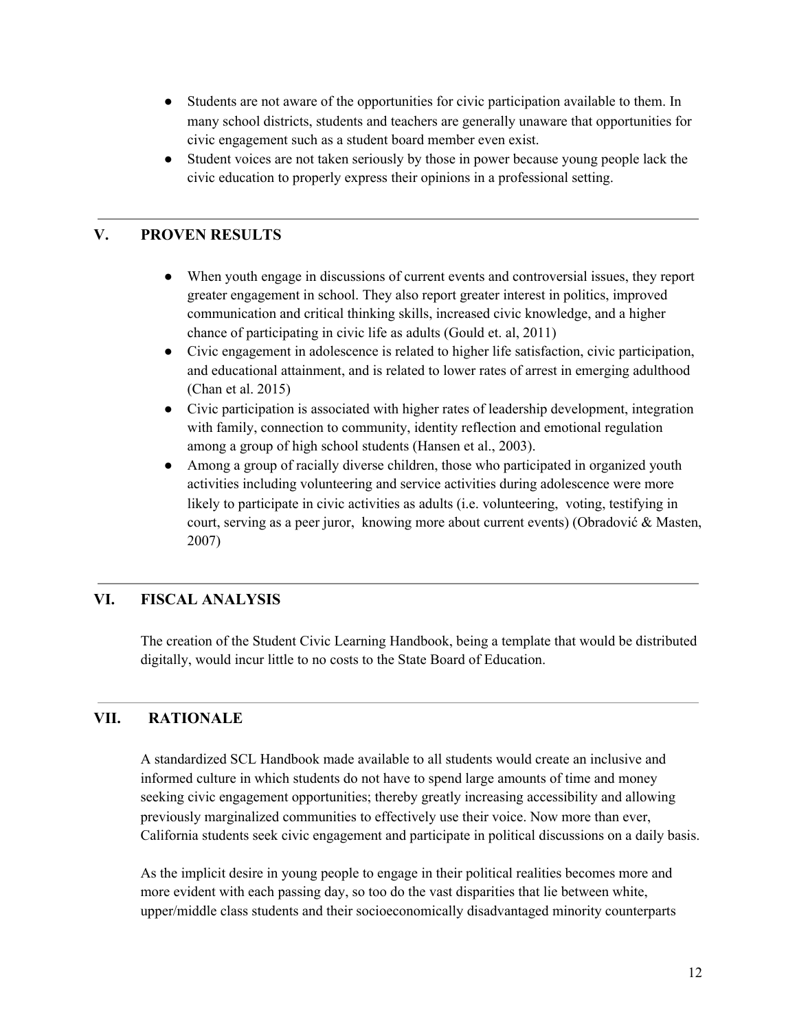- Students are not aware of the opportunities for civic participation available to them. In many school districts, students and teachers are generally unaware that opportunities for civic engagement such as a student board member even exist.
- Student voices are not taken seriously by those in power because young people lack the civic education to properly express their opinions in a professional setting.

---

## V. PROVEN RESULTS

- When youth engage in discussions of current events and controversial issues, they report greater engagement in school. They also report greater interest in politics, improved communication and critical thinking skills, increased civic knowledge, and a higher chance of participating in civic life as adults (Gould et. al, 2011)
- Civic engagement in adolescence is related to higher life satisfaction, civic participation, and educational attainment, and is related to lower rates of arrest in emerging adulthood (Chan et al. 2015)
- Civic participation is associated with higher rates of leadership development, integration with family, connection to community, identity reflection and emotional regulation among a group of high school students (Hansen et al., 2003).
- Among a group of racially diverse children, those who participated in organized youth activities including volunteering and service activities during adolescence were more likely to participate in civic activities as adults (i.e. volunteering, voting, testifying in court, serving as a peer juror, knowing more about current events) (Obradović & Masten, 2007)

---

## VI. FISCAL ANALYSIS

The creation of the Student Civic Learning Handbook, being a template that would be distributed digitally, would incur little to no costs to the State Board of Education.

---

## VII. RATIONALE

A standardized SCL Handbook made available to all students would create an inclusive and informed culture in which students do not have to spend large amounts of time and money seeking civic engagement opportunities; thereby greatly increasing accessibility and allowing previously marginalized communities to effectively use their voice. Now more than ever, California students seek civic engagement and participate in political discussions on a daily basis.

As the implicit desire in young people to engage in their political realities becomes more and more evident with each passing day, so too do the vast disparities that lie between white, upper/middle class students and their socioeconomically disadvantaged minority counterparts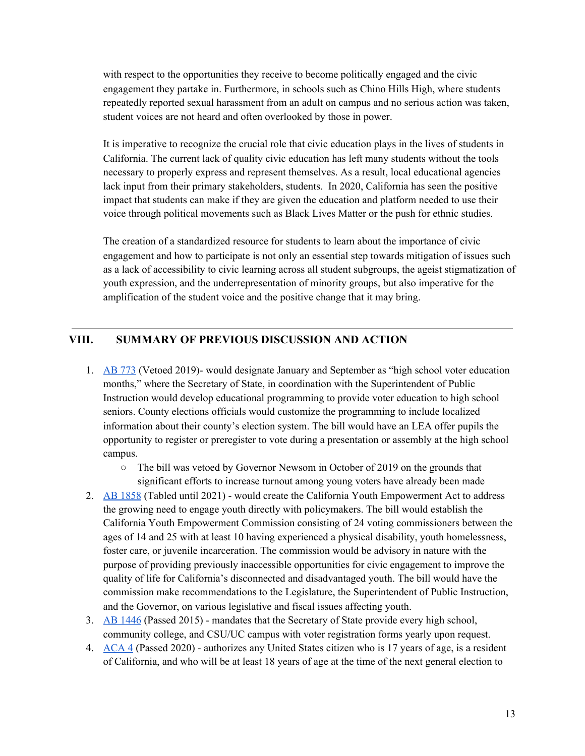with respect to the opportunities they receive to become politically engaged and the civic engagement they partake in. Furthermore, in schools such as Chino Hills High, where students repeatedly reported sexual harassment from an adult on campus and no serious action was taken, student voices are not heard and often overlooked by those in power.

It is imperative to recognize the crucial role that civic education plays in the lives of students in California. The current lack of quality civic education has left many students without the tools necessary to properly express and represent themselves. As a result, local educational agencies lack input from their primary stakeholders, students. In 2020, California has seen the positive impact that students can make if they are given the education and platform needed to use their voice through political movements such as Black Lives Matter or the push for ethnic studies.

The creation of a standardized resource for students to learn about the importance of civic engagement and how to participate is not only an essential step towards mitigation of issues such as a lack of accessibility to civic learning across all student subgroups, the ageist stigmatization of youth expression, and the underrepresentation of minority groups, but also imperative for the amplification of the student voice and the positive change that it may bring.

---

## VIII. SUMMARY OF PREVIOUS DISCUSSION AND ACTION

1. AB 773 (Vetoed 2019)- would designate January and September as "high school voter education months," where the Secretary of State, in coordination with the Superintendent of Public Instruction would develop educational programming to provide voter education to high school seniors. County elections officials would customize the programming to include localized information about their county's election system. The bill would have an LEA offer pupils the opportunity to register or preregister to vote during a presentation or assembly at the high school campus.
   - The bill was vetoed by Governor Newsom in October of 2019 on the grounds that significant efforts to increase turnout among young voters have already been made
2. AB 1858 (Tabled until 2021) - would create the California Youth Empowerment Act to address the growing need to engage youth directly with policymakers. The bill would establish the California Youth Empowerment Commission consisting of 24 voting commissioners between the ages of 14 and 25 with at least 10 having experienced a physical disability, youth homelessness, foster care, or juvenile incarceration. The commission would be advisory in nature with the purpose of providing previously inaccessible opportunities for civic engagement to improve the quality of life for California's disconnected and disadvantaged youth. The bill would have the commission make recommendations to the Legislature, the Superintendent of Public Instruction, and the Governor, on various legislative and fiscal issues affecting youth.
3. AB 1446 (Passed 2015) - mandates that the Secretary of State provide every high school, community college, and CSU/UC campus with voter registration forms yearly upon request.
4. ACA 4 (Passed 2020) - authorizes any United States citizen who is 17 years of age, is a resident of California, and who will be at least 18 years of age at the time of the next general election to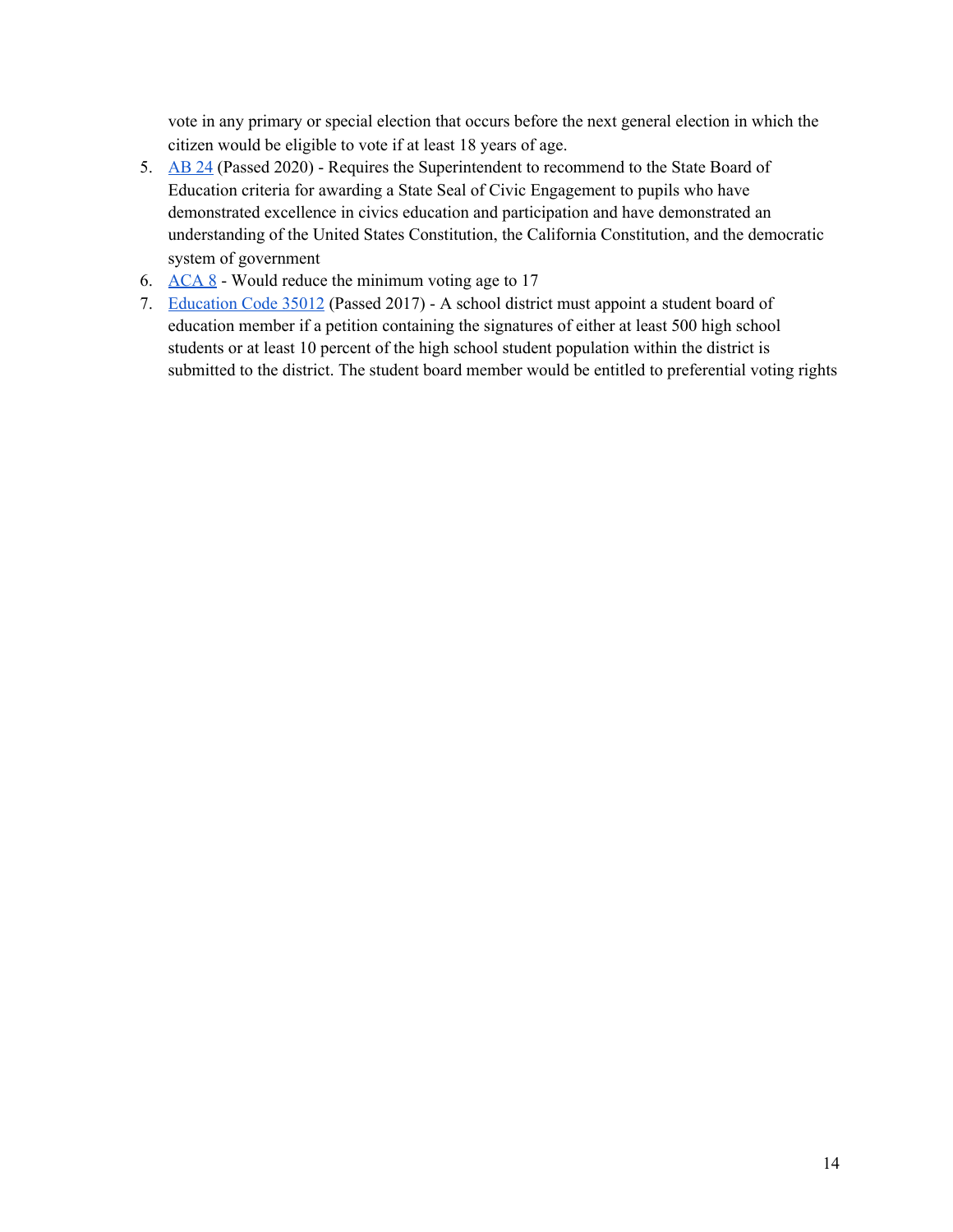vote in any primary or special election that occurs before the next general election in which the citizen would be eligible to vote if at least 18 years of age.

5. [AB 24](#) (Passed 2020) - Requires the Superintendent to recommend to the State Board of Education criteria for awarding a State Seal of Civic Engagement to pupils who have demonstrated excellence in civics education and participation and have demonstrated an understanding of the United States Constitution, the California Constitution, and the democratic system of government
6. [ACA 8](#) - Would reduce the minimum voting age to 17
7. [Education Code 35012](#) (Passed 2017) - A school district must appoint a student board of education member if a petition containing the signatures of either at least 500 high school students or at least 10 percent of the high school student population within the district is submitted to the district. The student board member would be entitled to preferential voting rights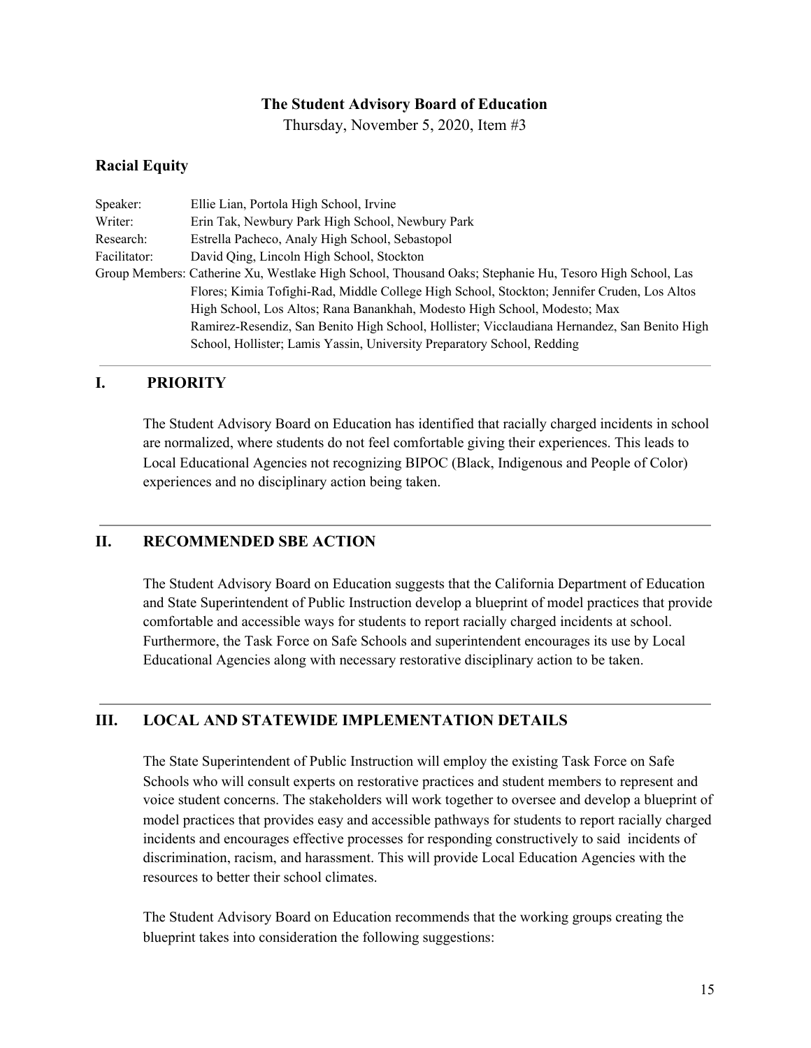**The Student Advisory Board of Education**

Thursday, November 5, 2020, Item #3

## Racial Equity

Speaker: Ellie Lian, Portola High School, Irvine
Writer: Erin Tak, Newbury Park High School, Newbury Park
Research: Estrella Pacheco, Analy High School, Sebastopol
Facilitator: David Qing, Lincoln High School, Stockton
Group Members: Catherine Xu, Westlake High School, Thousand Oaks; Stephanie Hu, Tesoro High School, Las Flores; Kimia Tofighi-Rad, Middle College High School, Stockton; Jennifer Cruden, Los Altos High School, Los Altos; Rana Banankhah, Modesto High School, Modesto; Max Ramirez-Resendiz, San Benito High School, Hollister; Vicclaudiana Hernandez, San Benito High School, Hollister; Lamis Yassin, University Preparatory School, Redding

---

## I. PRIORITY

The Student Advisory Board on Education has identified that racially charged incidents in school are normalized, where students do not feel comfortable giving their experiences. This leads to Local Educational Agencies not recognizing BIPOC (Black, Indigenous and People of Color) experiences and no disciplinary action being taken.

---

## II. RECOMMENDED SBE ACTION

The Student Advisory Board on Education suggests that the California Department of Education and State Superintendent of Public Instruction develop a blueprint of model practices that provide comfortable and accessible ways for students to report racially charged incidents at school. Furthermore, the Task Force on Safe Schools and superintendent encourages its use by Local Educational Agencies along with necessary restorative disciplinary action to be taken.

---

## III. LOCAL AND STATEWIDE IMPLEMENTATION DETAILS

The State Superintendent of Public Instruction will employ the existing Task Force on Safe Schools who will consult experts on restorative practices and student members to represent and voice student concerns. The stakeholders will work together to oversee and develop a blueprint of model practices that provides easy and accessible pathways for students to report racially charged incidents and encourages effective processes for responding constructively to said incidents of discrimination, racism, and harassment. This will provide Local Education Agencies with the resources to better their school climates.

The Student Advisory Board on Education recommends that the working groups creating the blueprint takes into consideration the following suggestions: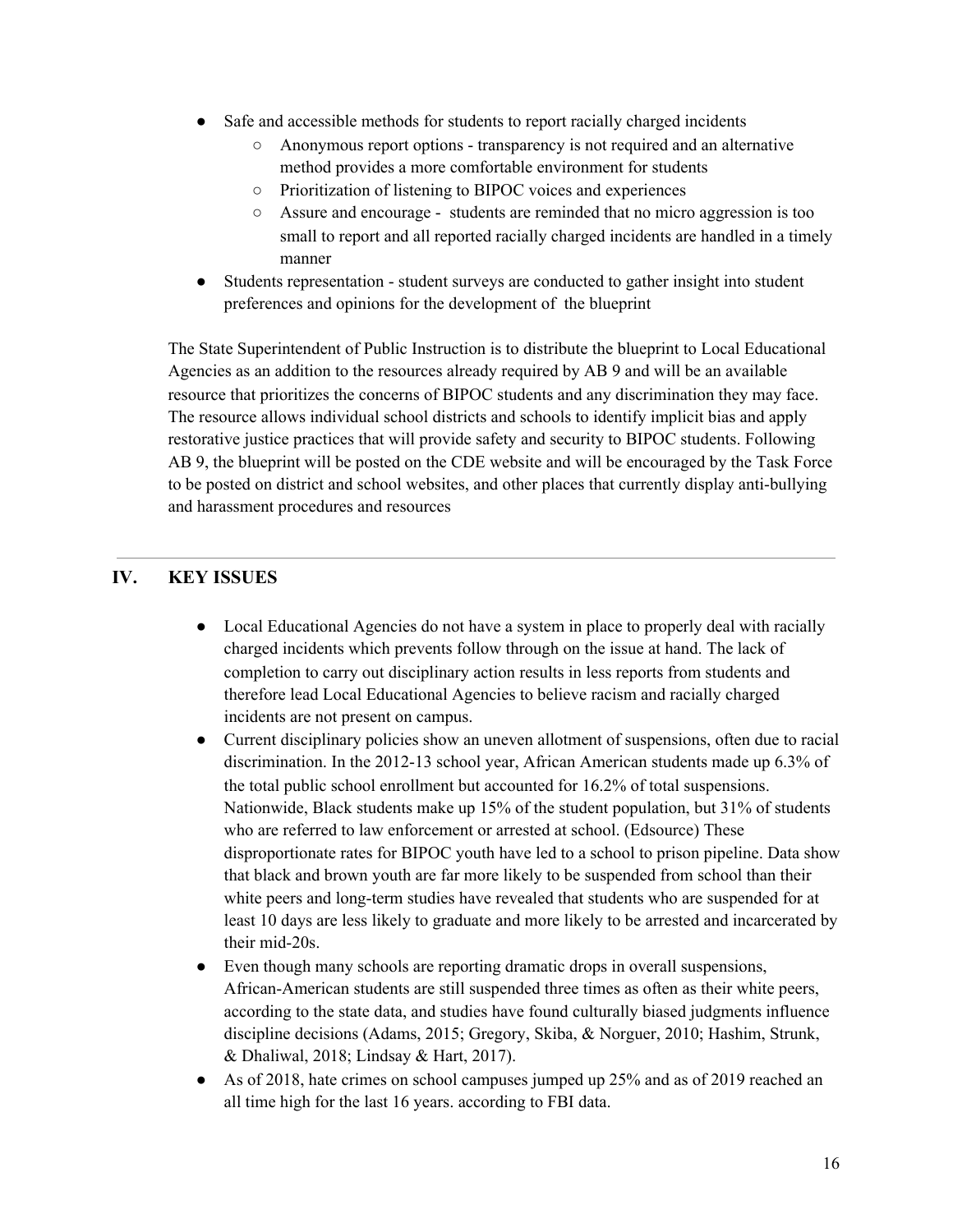- Safe and accessible methods for students to report racially charged incidents
    - Anonymous report options - transparency is not required and an alternative method provides a more comfortable environment for students
    - Prioritization of listening to BIPOC voices and experiences
    - Assure and encourage - students are reminded that no micro aggression is too small to report and all reported racially charged incidents are handled in a timely manner
- Students representation - student surveys are conducted to gather insight into student preferences and opinions for the development of the blueprint

The State Superintendent of Public Instruction is to distribute the blueprint to Local Educational Agencies as an addition to the resources already required by AB 9 and will be an available resource that prioritizes the concerns of BIPOC students and any discrimination they may face. The resource allows individual school districts and schools to identify implicit bias and apply restorative justice practices that will provide safety and security to BIPOC students. Following AB 9, the blueprint will be posted on the CDE website and will be encouraged by the Task Force to be posted on district and school websites, and other places that currently display anti-bullying and harassment procedures and resources

---

## IV. KEY ISSUES

- Local Educational Agencies do not have a system in place to properly deal with racially charged incidents which prevents follow through on the issue at hand. The lack of completion to carry out disciplinary action results in less reports from students and therefore lead Local Educational Agencies to believe racism and racially charged incidents are not present on campus.
- Current disciplinary policies show an uneven allotment of suspensions, often due to racial discrimination. In the 2012-13 school year, African American students made up 6.3% of the total public school enrollment but accounted for 16.2% of total suspensions. Nationwide, Black students make up 15% of the student population, but 31% of students who are referred to law enforcement or arrested at school. (Edsource) These disproportionate rates for BIPOC youth have led to a school to prison pipeline. Data show that black and brown youth are far more likely to be suspended from school than their white peers and long-term studies have revealed that students who are suspended for at least 10 days are less likely to graduate and more likely to be arrested and incarcerated by their mid-20s.
- Even though many schools are reporting dramatic drops in overall suspensions, African-American students are still suspended three times as often as their white peers, according to the state data, and studies have found culturally biased judgments influence discipline decisions (Adams, 2015; Gregory, Skiba, & Norguer, 2010; Hashim, Strunk, & Dhaliwal, 2018; Lindsay & Hart, 2017).
- As of 2018, hate crimes on school campuses jumped up 25% and as of 2019 reached an all time high for the last 16 years. according to FBI data.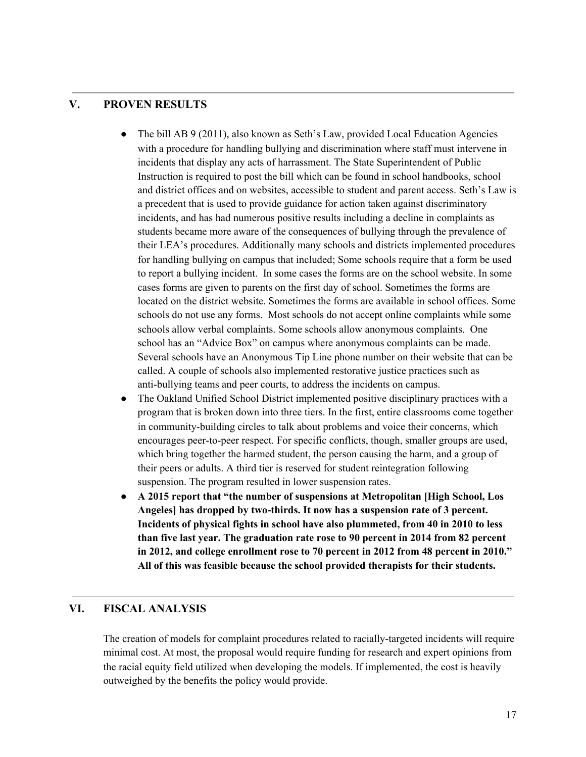## V. PROVEN RESULTS

- The bill AB 9 (2011), also known as Seth's Law, provided Local Education Agencies with a procedure for handling bullying and discrimination where staff must intervene in incidents that display any acts of harrassment. The State Superintendent of Public Instruction is required to post the bill which can be found in school handbooks, school and district offices and on websites, accessible to student and parent access. Seth's Law is a precedent that is used to provide guidance for action taken against discriminatory incidents, and has had numerous positive results including a decline in complaints as students became more aware of the consequences of bullying through the prevalence of their LEA's procedures. Additionally many schools and districts implemented procedures for handling bullying on campus that included; Some schools require that a form be used to report a bullying incident. In some cases the forms are on the school website. In some cases forms are given to parents on the first day of school. Sometimes the forms are located on the district website. Sometimes the forms are available in school offices. Some schools do not use any forms. Most schools do not accept online complaints while some schools allow verbal complaints. Some schools allow anonymous complaints. One school has an "Advice Box" on campus where anonymous complaints can be made. Several schools have an Anonymous Tip Line phone number on their website that can be called. A couple of schools also implemented restorative justice practices such as anti-bullying teams and peer courts, to address the incidents on campus.
- The Oakland Unified School District implemented positive disciplinary practices with a program that is broken down into three tiers. In the first, entire classrooms come together in community-building circles to talk about problems and voice their concerns, which encourages peer-to-peer respect. For specific conflicts, though, smaller groups are used, which bring together the harmed student, the person causing the harm, and a group of their peers or adults. A third tier is reserved for student reintegration following suspension. The program resulted in lower suspension rates.
- **A 2015 report that "the number of suspensions at Metropolitan [High School, Los Angeles] has dropped by two-thirds. It now has a suspension rate of 3 percent. Incidents of physical fights in school have also plummeted, from 40 in 2010 to less than five last year. The graduation rate rose to 90 percent in 2014 from 82 percent in 2012, and college enrollment rose to 70 percent in 2012 from 48 percent in 2010." All of this was feasible because the school provided therapists for their students.**

## VI. FISCAL ANALYSIS

The creation of models for complaint procedures related to racially-targeted incidents will require minimal cost. At most, the proposal would require funding for research and expert opinions from the racial equity field utilized when developing the models. If implemented, the cost is heavily outweighed by the benefits the policy would provide.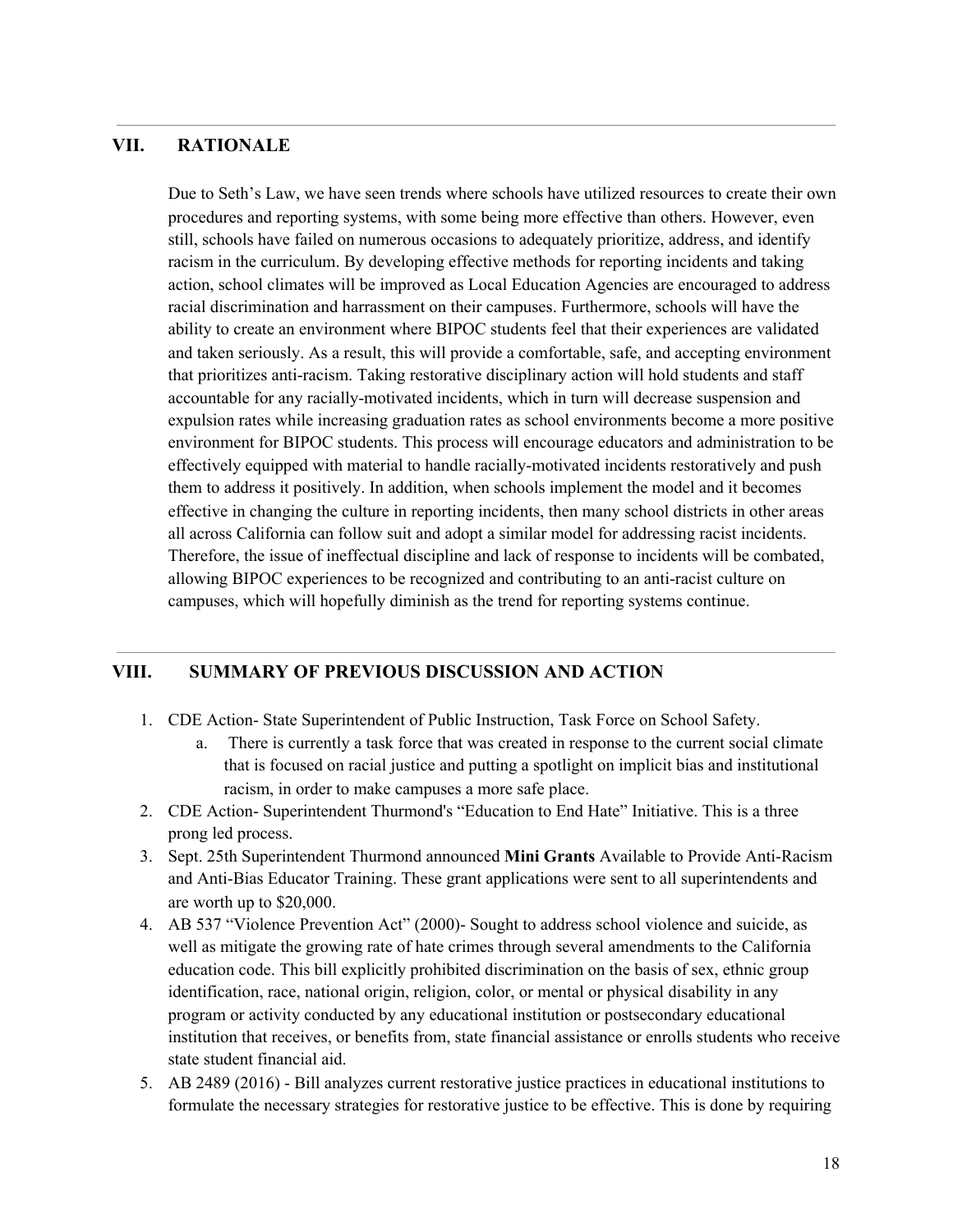## VII. RATIONALE

Due to Seth's Law, we have seen trends where schools have utilized resources to create their own procedures and reporting systems, with some being more effective than others. However, even still, schools have failed on numerous occasions to adequately prioritize, address, and identify racism in the curriculum. By developing effective methods for reporting incidents and taking action, school climates will be improved as Local Education Agencies are encouraged to address racial discrimination and harrassment on their campuses. Furthermore, schools will have the ability to create an environment where BIPOC students feel that their experiences are validated and taken seriously. As a result, this will provide a comfortable, safe, and accepting environment that prioritizes anti-racism. Taking restorative disciplinary action will hold students and staff accountable for any racially-motivated incidents, which in turn will decrease suspension and expulsion rates while increasing graduation rates as school environments become a more positive environment for BIPOC students. This process will encourage educators and administration to be effectively equipped with material to handle racially-motivated incidents restoratively and push them to address it positively. In addition, when schools implement the model and it becomes effective in changing the culture in reporting incidents, then many school districts in other areas all across California can follow suit and adopt a similar model for addressing racist incidents. Therefore, the issue of ineffectual discipline and lack of response to incidents will be combated, allowing BIPOC experiences to be recognized and contributing to an anti-racist culture on campuses, which will hopefully diminish as the trend for reporting systems continue.

## VIII. SUMMARY OF PREVIOUS DISCUSSION AND ACTION

1. CDE Action- State Superintendent of Public Instruction, Task Force on School Safety.
   a. There is currently a task force that was created in response to the current social climate that is focused on racial justice and putting a spotlight on implicit bias and institutional racism, in order to make campuses a more safe place.
2. CDE Action- Superintendent Thurmond's "Education to End Hate" Initiative. This is a three prong led process.
3. Sept. 25th Superintendent Thurmond announced **Mini Grants** Available to Provide Anti-Racism and Anti-Bias Educator Training. These grant applications were sent to all superintendents and are worth up to $20,000.
4. AB 537 "Violence Prevention Act" (2000)- Sought to address school violence and suicide, as well as mitigate the growing rate of hate crimes through several amendments to the California education code. This bill explicitly prohibited discrimination on the basis of sex, ethnic group identification, race, national origin, religion, color, or mental or physical disability in any program or activity conducted by any educational institution or postsecondary educational institution that receives, or benefits from, state financial assistance or enrolls students who receive state student financial aid.
5. AB 2489 (2016) - Bill analyzes current restorative justice practices in educational institutions to formulate the necessary strategies for restorative justice to be effective. This is done by requiring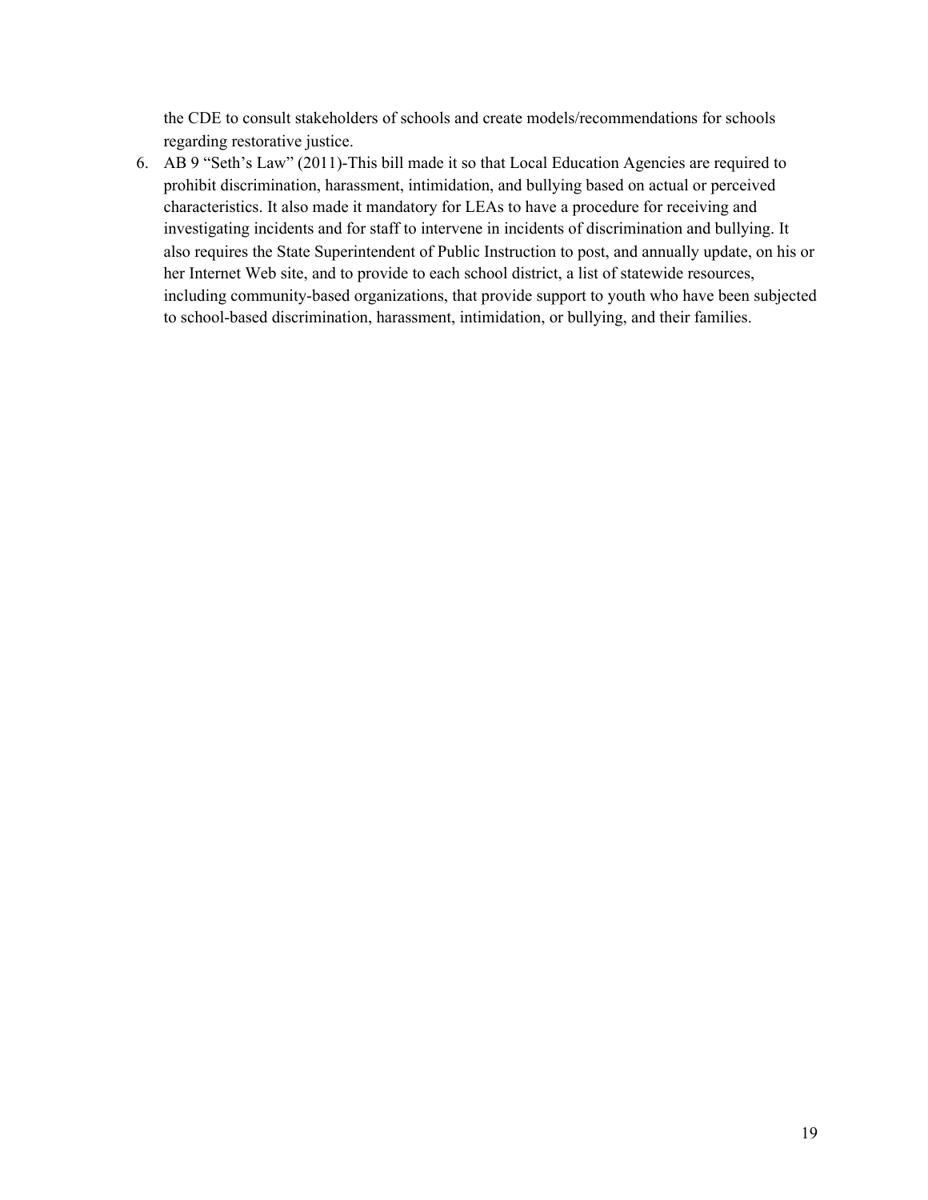the CDE to consult stakeholders of schools and create models/recommendations for schools regarding restorative justice.

6. AB 9 "Seth's Law" (2011)-This bill made it so that Local Education Agencies are required to prohibit discrimination, harassment, intimidation, and bullying based on actual or perceived characteristics. It also made it mandatory for LEAs to have a procedure for receiving and investigating incidents and for staff to intervene in incidents of discrimination and bullying. It also requires the State Superintendent of Public Instruction to post, and annually update, on his or her Internet Web site, and to provide to each school district, a list of statewide resources, including community-based organizations, that provide support to youth who have been subjected to school-based discrimination, harassment, intimidation, or bullying, and their families.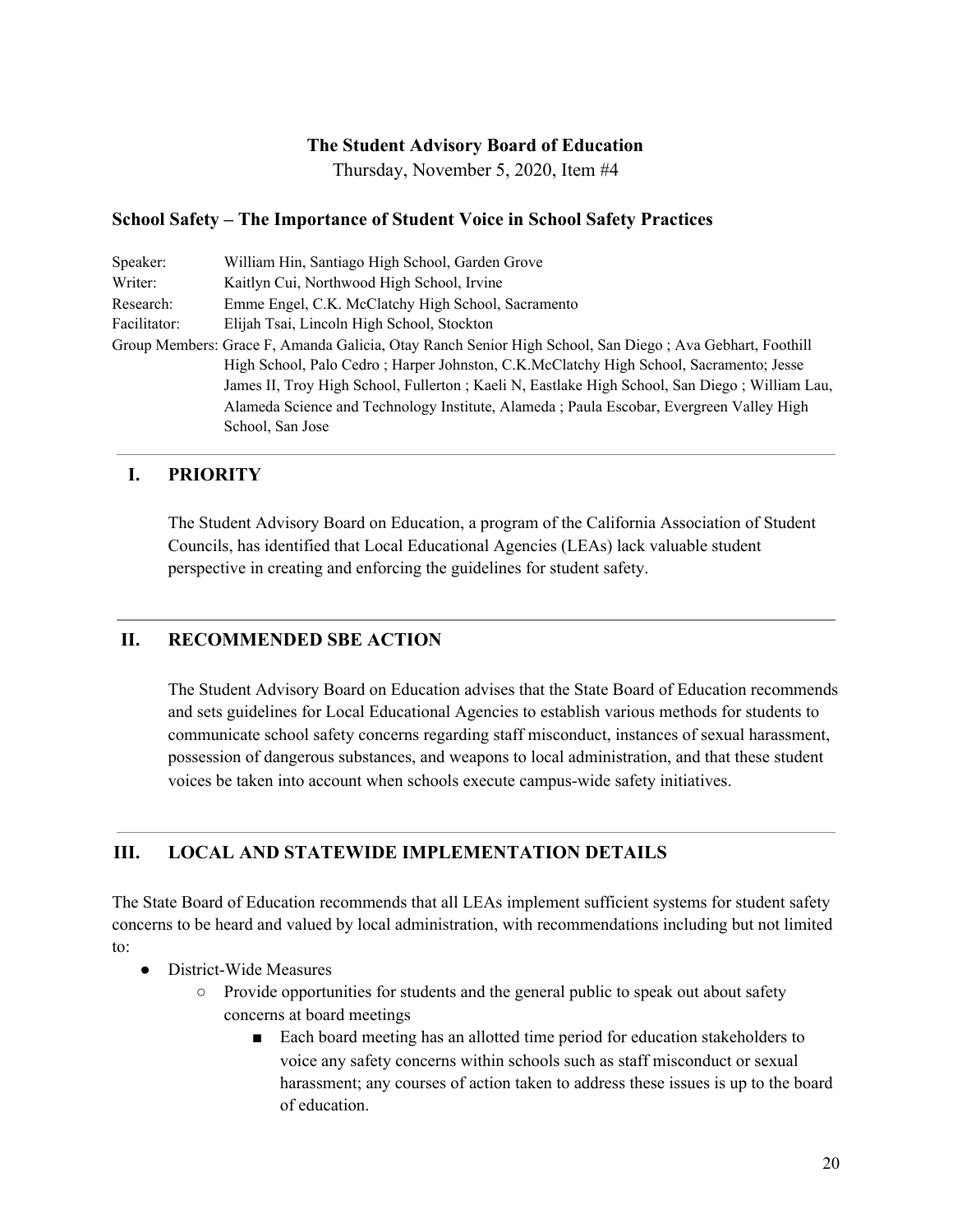**The Student Advisory Board of Education**

Thursday, November 5, 2020, Item #4

### School Safety – The Importance of Student Voice in School Safety Practices

Speaker: William Hin, Santiago High School, Garden Grove
Writer: Kaitlyn Cui, Northwood High School, Irvine
Research: Emme Engel, C.K. McClatchy High School, Sacramento
Facilitator: Elijah Tsai, Lincoln High School, Stockton
Group Members: Grace F, Amanda Galicia, Otay Ranch Senior High School, San Diego ; Ava Gebhart, Foothill High School, Palo Cedro ; Harper Johnston, C.K.McClatchy High School, Sacramento; Jesse James II, Troy High School, Fullerton ; Kaeli N, Eastlake High School, San Diego ; William Lau, Alameda Science and Technology Institute, Alameda ; Paula Escobar, Evergreen Valley High School, San Jose

## I. PRIORITY

The Student Advisory Board on Education, a program of the California Association of Student Councils, has identified that Local Educational Agencies (LEAs) lack valuable student perspective in creating and enforcing the guidelines for student safety.

## II. RECOMMENDED SBE ACTION

The Student Advisory Board on Education advises that the State Board of Education recommends and sets guidelines for Local Educational Agencies to establish various methods for students to communicate school safety concerns regarding staff misconduct, instances of sexual harassment, possession of dangerous substances, and weapons to local administration, and that these student voices be taken into account when schools execute campus-wide safety initiatives.

## III. LOCAL AND STATEWIDE IMPLEMENTATION DETAILS

The State Board of Education recommends that all LEAs implement sufficient systems for student safety concerns to be heard and valued by local administration, with recommendations including but not limited to:

- District-Wide Measures
  - Provide opportunities for students and the general public to speak out about safety concerns at board meetings
    - Each board meeting has an allotted time period for education stakeholders to voice any safety concerns within schools such as staff misconduct or sexual harassment; any courses of action taken to address these issues is up to the board of education.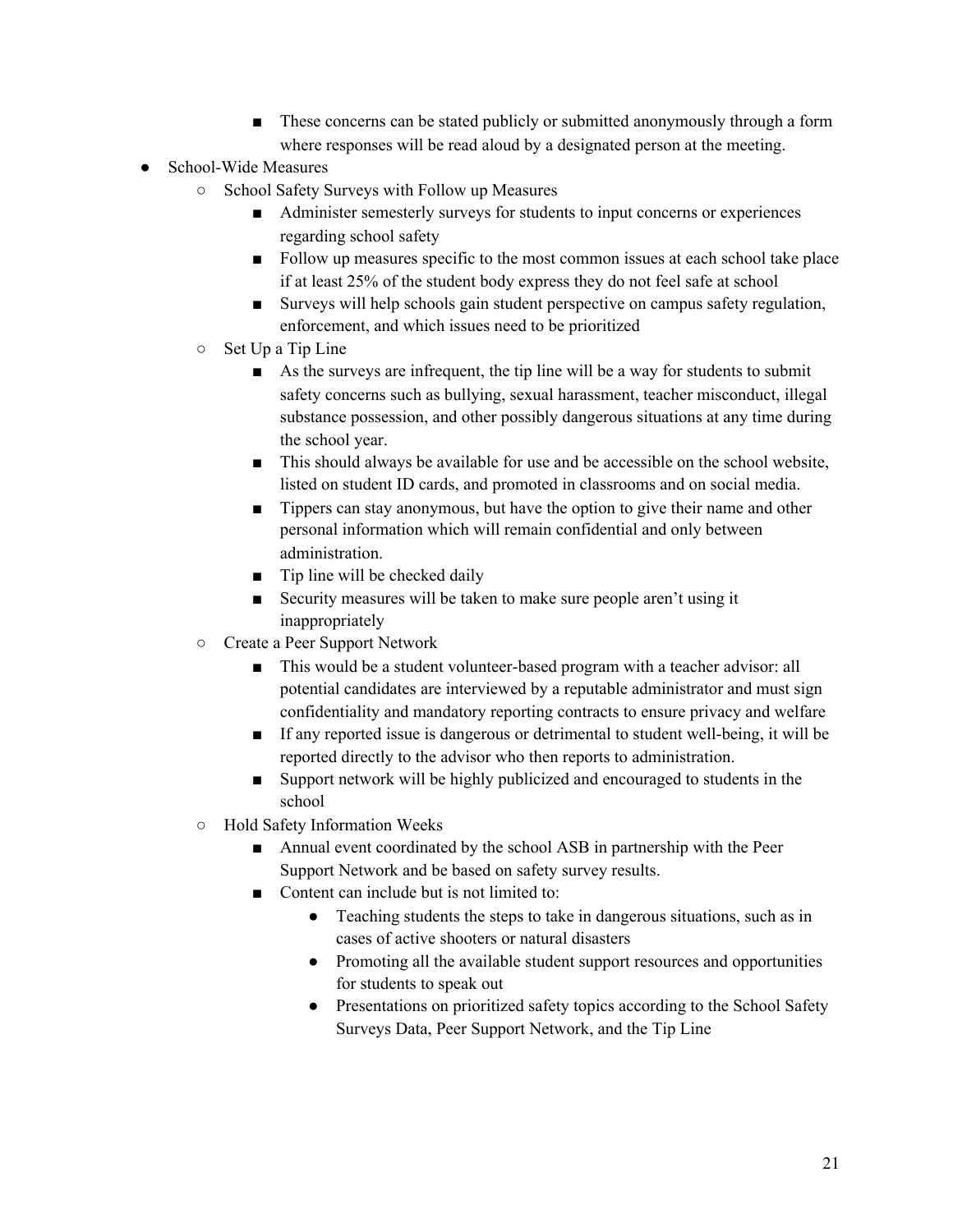- These concerns can be stated publicly or submitted anonymously through a form where responses will be read aloud by a designated person at the meeting.
- School-Wide Measures
    - School Safety Surveys with Follow up Measures
        - Administer semesterly surveys for students to input concerns or experiences regarding school safety
        - Follow up measures specific to the most common issues at each school take place if at least 25% of the student body express they do not feel safe at school
        - Surveys will help schools gain student perspective on campus safety regulation, enforcement, and which issues need to be prioritized
    - Set Up a Tip Line
        - As the surveys are infrequent, the tip line will be a way for students to submit safety concerns such as bullying, sexual harassment, teacher misconduct, illegal substance possession, and other possibly dangerous situations at any time during the school year.
        - This should always be available for use and be accessible on the school website, listed on student ID cards, and promoted in classrooms and on social media.
        - Tippers can stay anonymous, but have the option to give their name and other personal information which will remain confidential and only between administration.
        - Tip line will be checked daily
        - Security measures will be taken to make sure people aren't using it inappropriately
    - Create a Peer Support Network
        - This would be a student volunteer-based program with a teacher advisor: all potential candidates are interviewed by a reputable administrator and must sign confidentiality and mandatory reporting contracts to ensure privacy and welfare
        - If any reported issue is dangerous or detrimental to student well-being, it will be reported directly to the advisor who then reports to administration.
        - Support network will be highly publicized and encouraged to students in the school
    - Hold Safety Information Weeks
        - Annual event coordinated by the school ASB in partnership with the Peer Support Network and be based on safety survey results.
        - Content can include but is not limited to:
            - Teaching students the steps to take in dangerous situations, such as in cases of active shooters or natural disasters
            - Promoting all the available student support resources and opportunities for students to speak out
            - Presentations on prioritized safety topics according to the School Safety Surveys Data, Peer Support Network, and the Tip Line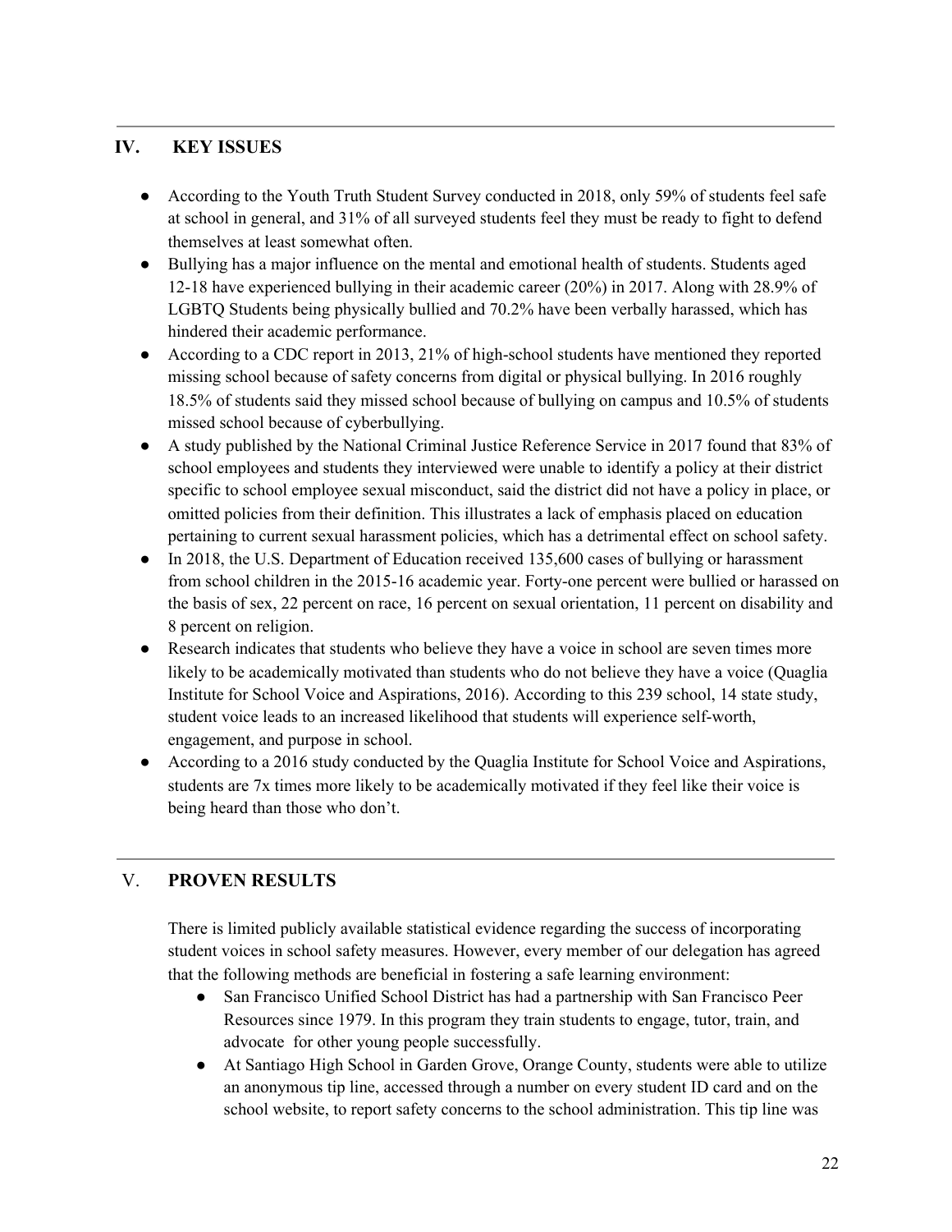## IV. KEY ISSUES

- According to the Youth Truth Student Survey conducted in 2018, only 59% of students feel safe at school in general, and 31% of all surveyed students feel they must be ready to fight to defend themselves at least somewhat often.
- Bullying has a major influence on the mental and emotional health of students. Students aged 12-18 have experienced bullying in their academic career (20%) in 2017. Along with 28.9% of LGBTQ Students being physically bullied and 70.2% have been verbally harassed, which has hindered their academic performance.
- According to a CDC report in 2013, 21% of high-school students have mentioned they reported missing school because of safety concerns from digital or physical bullying. In 2016 roughly 18.5% of students said they missed school because of bullying on campus and 10.5% of students missed school because of cyberbullying.
- A study published by the National Criminal Justice Reference Service in 2017 found that 83% of school employees and students they interviewed were unable to identify a policy at their district specific to school employee sexual misconduct, said the district did not have a policy in place, or omitted policies from their definition. This illustrates a lack of emphasis placed on education pertaining to current sexual harassment policies, which has a detrimental effect on school safety.
- In 2018, the U.S. Department of Education received 135,600 cases of bullying or harassment from school children in the 2015-16 academic year. Forty-one percent were bullied or harassed on the basis of sex, 22 percent on race, 16 percent on sexual orientation, 11 percent on disability and 8 percent on religion.
- Research indicates that students who believe they have a voice in school are seven times more likely to be academically motivated than students who do not believe they have a voice (Quaglia Institute for School Voice and Aspirations, 2016). According to this 239 school, 14 state study, student voice leads to an increased likelihood that students will experience self-worth, engagement, and purpose in school.
- According to a 2016 study conducted by the Quaglia Institute for School Voice and Aspirations, students are 7x times more likely to be academically motivated if they feel like their voice is being heard than those who don't.

## V. PROVEN RESULTS

There is limited publicly available statistical evidence regarding the success of incorporating student voices in school safety measures. However, every member of our delegation has agreed that the following methods are beneficial in fostering a safe learning environment:

- San Francisco Unified School District has had a partnership with San Francisco Peer Resources since 1979. In this program they train students to engage, tutor, train, and advocate for other young people successfully.
- At Santiago High School in Garden Grove, Orange County, students were able to utilize an anonymous tip line, accessed through a number on every student ID card and on the school website, to report safety concerns to the school administration. This tip line was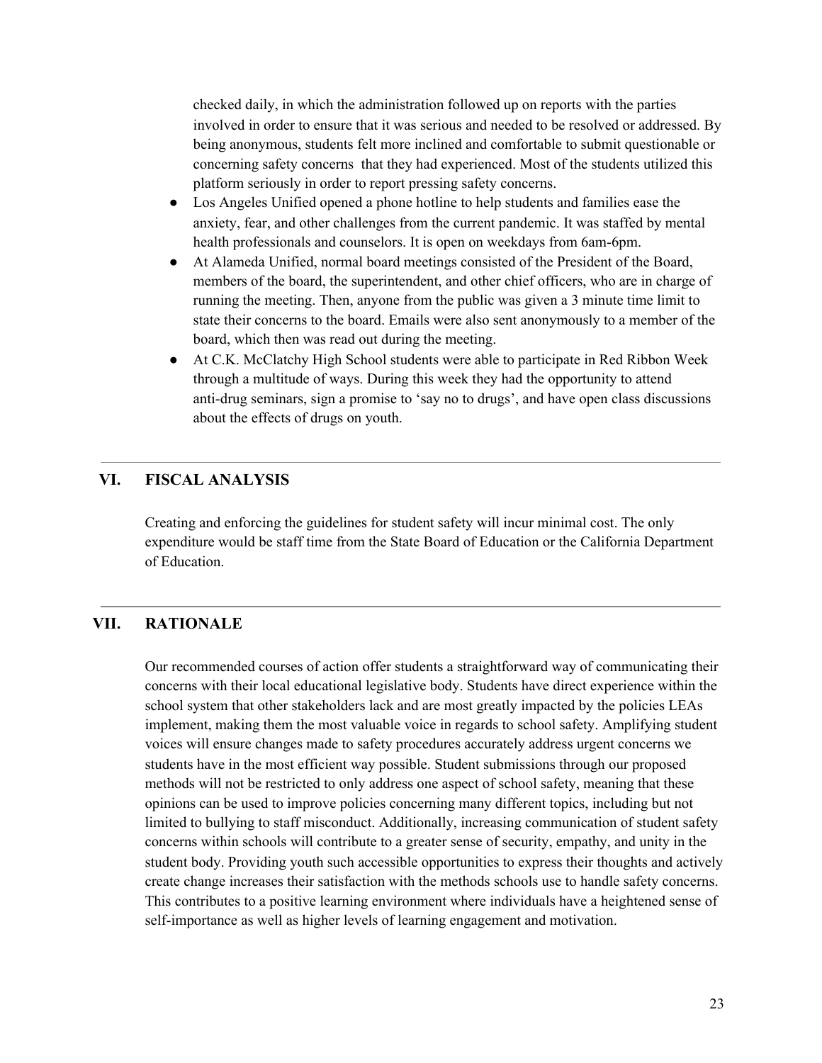checked daily, in which the administration followed up on reports with the parties involved in order to ensure that it was serious and needed to be resolved or addressed. By being anonymous, students felt more inclined and comfortable to submit questionable or concerning safety concerns that they had experienced. Most of the students utilized this platform seriously in order to report pressing safety concerns.

- Los Angeles Unified opened a phone hotline to help students and families ease the anxiety, fear, and other challenges from the current pandemic. It was staffed by mental health professionals and counselors. It is open on weekdays from 6am-6pm.
- At Alameda Unified, normal board meetings consisted of the President of the Board, members of the board, the superintendent, and other chief officers, who are in charge of running the meeting. Then, anyone from the public was given a 3 minute time limit to state their concerns to the board. Emails were also sent anonymously to a member of the board, which then was read out during the meeting.
- At C.K. McClatchy High School students were able to participate in Red Ribbon Week through a multitude of ways. During this week they had the opportunity to attend anti-drug seminars, sign a promise to 'say no to drugs', and have open class discussions about the effects of drugs on youth.

## VI. FISCAL ANALYSIS

Creating and enforcing the guidelines for student safety will incur minimal cost. The only expenditure would be staff time from the State Board of Education or the California Department of Education.

## VII. RATIONALE

Our recommended courses of action offer students a straightforward way of communicating their concerns with their local educational legislative body. Students have direct experience within the school system that other stakeholders lack and are most greatly impacted by the policies LEAs implement, making them the most valuable voice in regards to school safety. Amplifying student voices will ensure changes made to safety procedures accurately address urgent concerns we students have in the most efficient way possible. Student submissions through our proposed methods will not be restricted to only address one aspect of school safety, meaning that these opinions can be used to improve policies concerning many different topics, including but not limited to bullying to staff misconduct. Additionally, increasing communication of student safety concerns within schools will contribute to a greater sense of security, empathy, and unity in the student body. Providing youth such accessible opportunities to express their thoughts and actively create change increases their satisfaction with the methods schools use to handle safety concerns. This contributes to a positive learning environment where individuals have a heightened sense of self-importance as well as higher levels of learning engagement and motivation.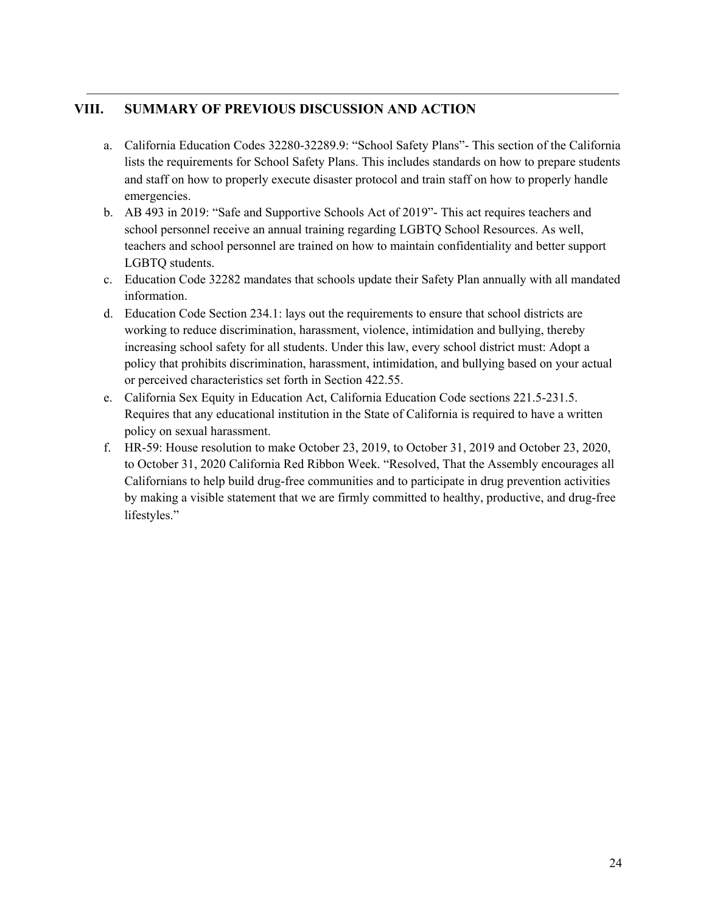## VIII. SUMMARY OF PREVIOUS DISCUSSION AND ACTION

a. California Education Codes 32280-32289.9: "School Safety Plans"- This section of the California lists the requirements for School Safety Plans. This includes standards on how to prepare students and staff on how to properly execute disaster protocol and train staff on how to properly handle emergencies.

b. AB 493 in 2019: "Safe and Supportive Schools Act of 2019"- This act requires teachers and school personnel receive an annual training regarding LGBTQ School Resources. As well, teachers and school personnel are trained on how to maintain confidentiality and better support LGBTQ students.

c. Education Code 32282 mandates that schools update their Safety Plan annually with all mandated information.

d. Education Code Section 234.1: lays out the requirements to ensure that school districts are working to reduce discrimination, harassment, violence, intimidation and bullying, thereby increasing school safety for all students. Under this law, every school district must: Adopt a policy that prohibits discrimination, harassment, intimidation, and bullying based on your actual or perceived characteristics set forth in Section 422.55.

e. California Sex Equity in Education Act, California Education Code sections 221.5-231.5. Requires that any educational institution in the State of California is required to have a written policy on sexual harassment.

f. HR-59: House resolution to make October 23, 2019, to October 31, 2019 and October 23, 2020, to October 31, 2020 California Red Ribbon Week. "Resolved, That the Assembly encourages all Californians to help build drug-free communities and to participate in drug prevention activities by making a visible statement that we are firmly committed to healthy, productive, and drug-free lifestyles."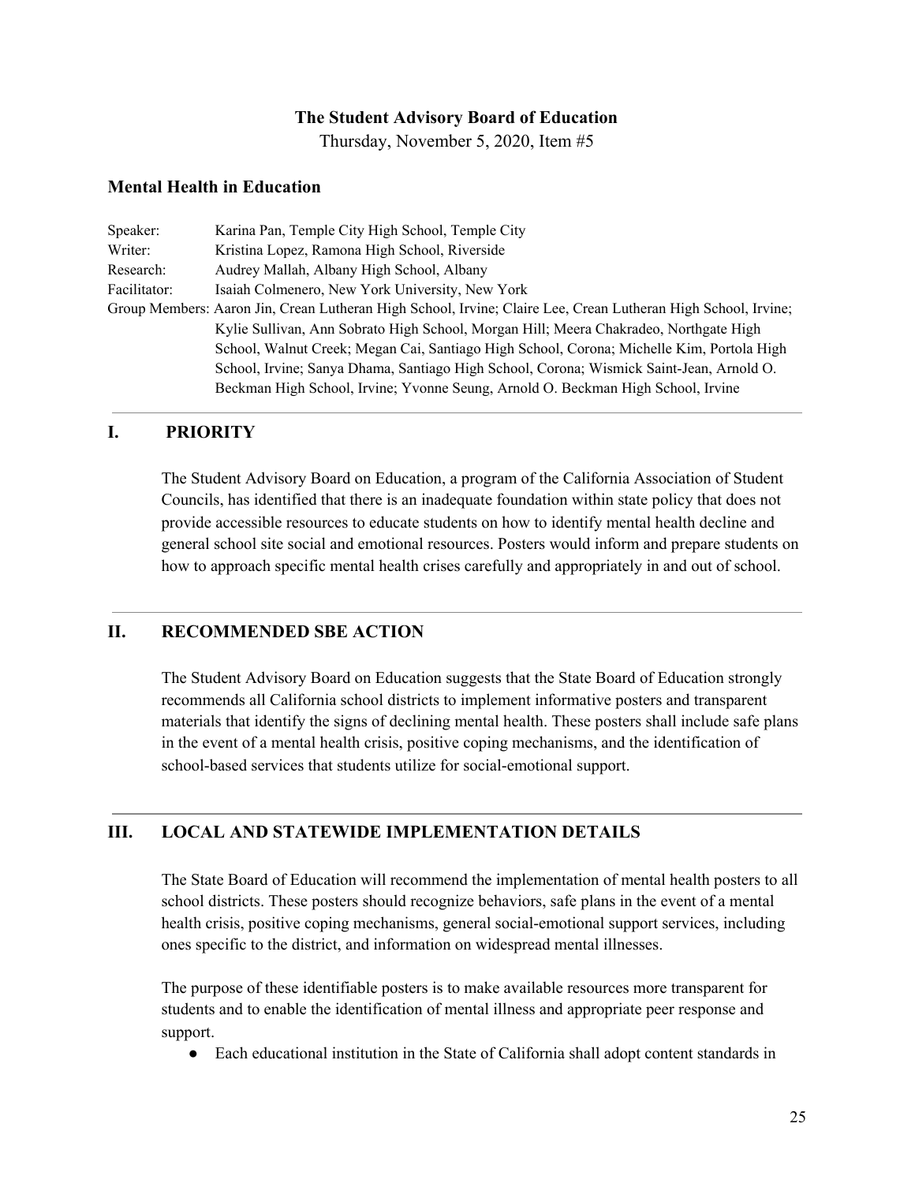**The Student Advisory Board of Education**

Thursday, November 5, 2020, Item #5

### Mental Health in Education

Speaker: Karina Pan, Temple City High School, Temple City
Writer: Kristina Lopez, Ramona High School, Riverside
Research: Audrey Mallah, Albany High School, Albany
Facilitator: Isaiah Colmenero, New York University, New York
Group Members: Aaron Jin, Crean Lutheran High School, Irvine; Claire Lee, Crean Lutheran High School, Irvine; Kylie Sullivan, Ann Sobrato High School, Morgan Hill; Meera Chakradeo, Northgate High School, Walnut Creek; Megan Cai, Santiago High School, Corona; Michelle Kim, Portola High School, Irvine; Sanya Dhama, Santiago High School, Corona; Wismick Saint-Jean, Arnold O. Beckman High School, Irvine; Yvonne Seung, Arnold O. Beckman High School, Irvine

---

## I. PRIORITY

The Student Advisory Board on Education, a program of the California Association of Student Councils, has identified that there is an inadequate foundation within state policy that does not provide accessible resources to educate students on how to identify mental health decline and general school site social and emotional resources. Posters would inform and prepare students on how to approach specific mental health crises carefully and appropriately in and out of school.

---

## II. RECOMMENDED SBE ACTION

The Student Advisory Board on Education suggests that the State Board of Education strongly recommends all California school districts to implement informative posters and transparent materials that identify the signs of declining mental health. These posters shall include safe plans in the event of a mental health crisis, positive coping mechanisms, and the identification of school-based services that students utilize for social-emotional support.

---

## III. LOCAL AND STATEWIDE IMPLEMENTATION DETAILS

The State Board of Education will recommend the implementation of mental health posters to all school districts. These posters should recognize behaviors, safe plans in the event of a mental health crisis, positive coping mechanisms, general social-emotional support services, including ones specific to the district, and information on widespread mental illnesses.

The purpose of these identifiable posters is to make available resources more transparent for students and to enable the identification of mental illness and appropriate peer response and support.

- Each educational institution in the State of California shall adopt content standards in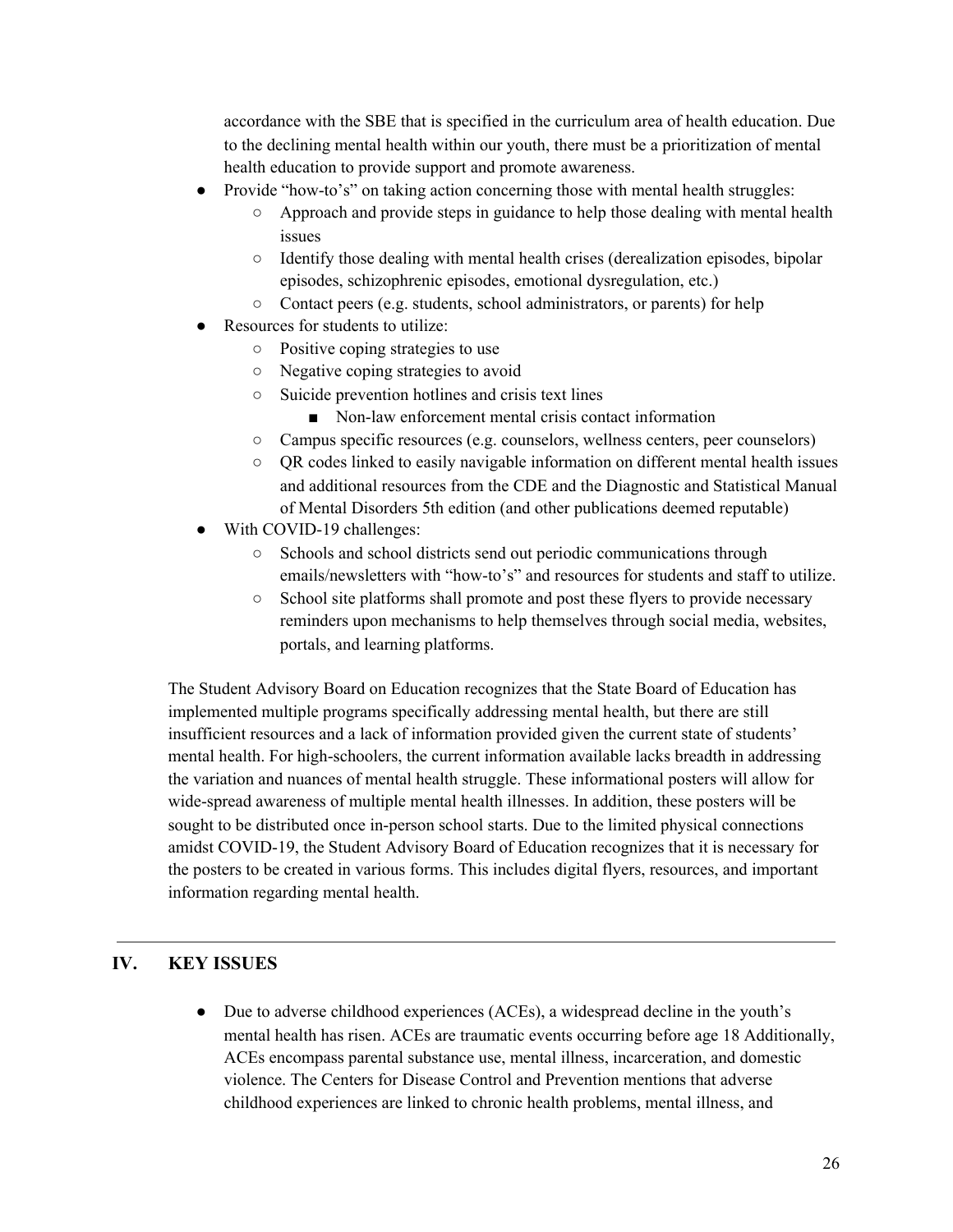accordance with the SBE that is specified in the curriculum area of health education. Due to the declining mental health within our youth, there must be a prioritization of mental health education to provide support and promote awareness.

- Provide "how-to's" on taking action concerning those with mental health struggles:
    - Approach and provide steps in guidance to help those dealing with mental health issues
    - Identify those dealing with mental health crises (derealization episodes, bipolar episodes, schizophrenic episodes, emotional dysregulation, etc.)
    - Contact peers (e.g. students, school administrators, or parents) for help
- Resources for students to utilize:
    - Positive coping strategies to use
    - Negative coping strategies to avoid
    - Suicide prevention hotlines and crisis text lines
        - Non-law enforcement mental crisis contact information
    - Campus specific resources (e.g. counselors, wellness centers, peer counselors)
    - QR codes linked to easily navigable information on different mental health issues and additional resources from the CDE and the Diagnostic and Statistical Manual of Mental Disorders 5th edition (and other publications deemed reputable)
- With COVID-19 challenges:
    - Schools and school districts send out periodic communications through emails/newsletters with "how-to's" and resources for students and staff to utilize.
    - School site platforms shall promote and post these flyers to provide necessary reminders upon mechanisms to help themselves through social media, websites, portals, and learning platforms.

The Student Advisory Board on Education recognizes that the State Board of Education has implemented multiple programs specifically addressing mental health, but there are still insufficient resources and a lack of information provided given the current state of students' mental health. For high-schoolers, the current information available lacks breadth in addressing the variation and nuances of mental health struggle. These informational posters will allow for wide-spread awareness of multiple mental health illnesses. In addition, these posters will be sought to be distributed once in-person school starts. Due to the limited physical connections amidst COVID-19, the Student Advisory Board of Education recognizes that it is necessary for the posters to be created in various forms. This includes digital flyers, resources, and important information regarding mental health.

---

## IV. KEY ISSUES

- Due to adverse childhood experiences (ACEs), a widespread decline in the youth's mental health has risen. ACEs are traumatic events occurring before age 18 Additionally, ACEs encompass parental substance use, mental illness, incarceration, and domestic violence. The Centers for Disease Control and Prevention mentions that adverse childhood experiences are linked to chronic health problems, mental illness, and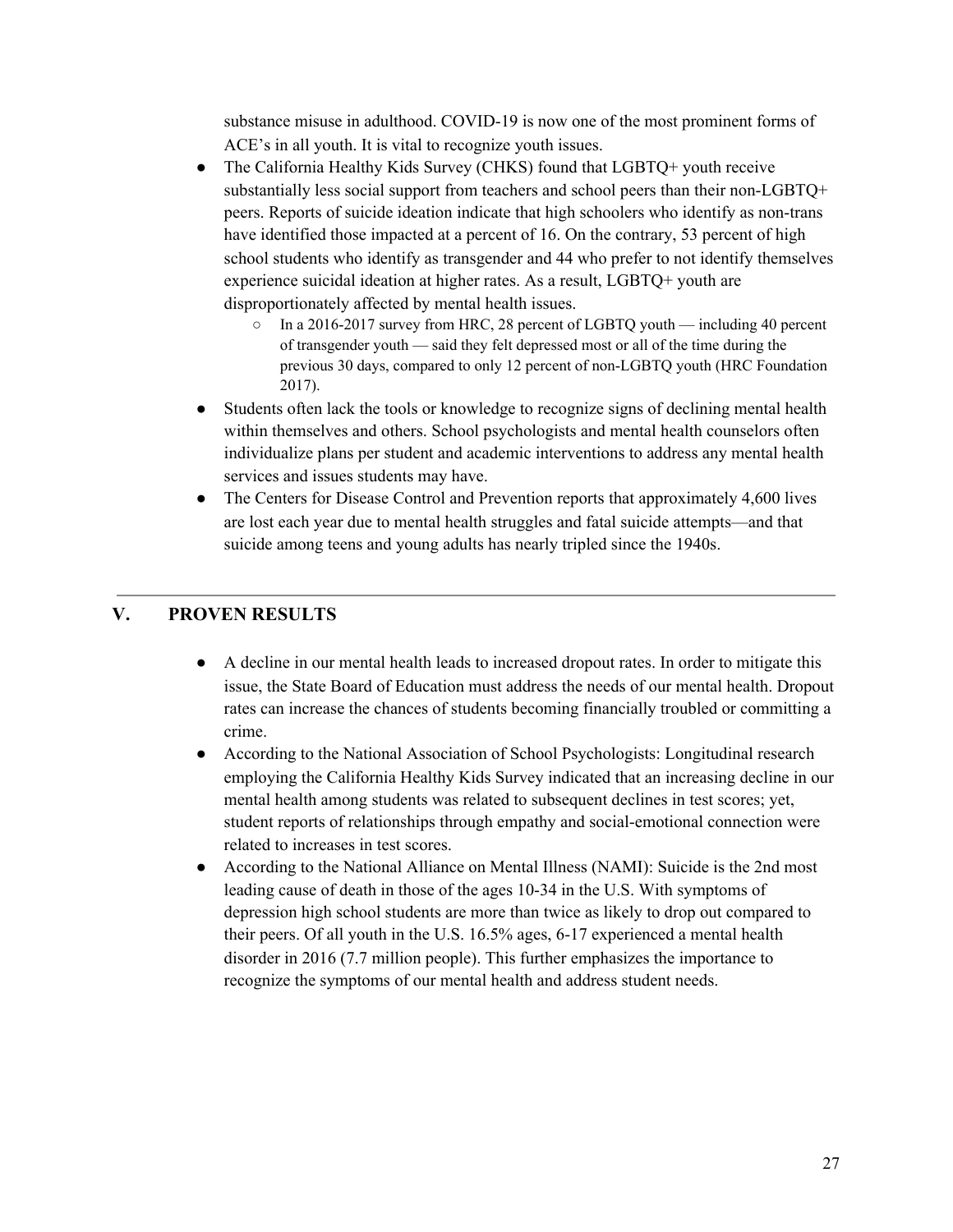substance misuse in adulthood. COVID-19 is now one of the most prominent forms of ACE's in all youth. It is vital to recognize youth issues.

- The California Healthy Kids Survey (CHKS) found that LGBTQ+ youth receive substantially less social support from teachers and school peers than their non-LGBTQ+ peers. Reports of suicide ideation indicate that high schoolers who identify as non-trans have identified those impacted at a percent of 16. On the contrary, 53 percent of high school students who identify as transgender and 44 who prefer to not identify themselves experience suicidal ideation at higher rates. As a result, LGBTQ+ youth are disproportionately affected by mental health issues.
  - In a 2016-2017 survey from HRC, 28 percent of LGBTQ youth — including 40 percent of transgender youth — said they felt depressed most or all of the time during the previous 30 days, compared to only 12 percent of non-LGBTQ youth (HRC Foundation 2017).
- Students often lack the tools or knowledge to recognize signs of declining mental health within themselves and others. School psychologists and mental health counselors often individualize plans per student and academic interventions to address any mental health services and issues students may have.
- The Centers for Disease Control and Prevention reports that approximately 4,600 lives are lost each year due to mental health struggles and fatal suicide attempts—and that suicide among teens and young adults has nearly tripled since the 1940s.

---

## V. PROVEN RESULTS

- A decline in our mental health leads to increased dropout rates. In order to mitigate this issue, the State Board of Education must address the needs of our mental health. Dropout rates can increase the chances of students becoming financially troubled or committing a crime.
- According to the National Association of School Psychologists: Longitudinal research employing the California Healthy Kids Survey indicated that an increasing decline in our mental health among students was related to subsequent declines in test scores; yet, student reports of relationships through empathy and social-emotional connection were related to increases in test scores.
- According to the National Alliance on Mental Illness (NAMI): Suicide is the 2nd most leading cause of death in those of the ages 10-34 in the U.S. With symptoms of depression high school students are more than twice as likely to drop out compared to their peers. Of all youth in the U.S. 16.5% ages, 6-17 experienced a mental health disorder in 2016 (7.7 million people). This further emphasizes the importance to recognize the symptoms of our mental health and address student needs.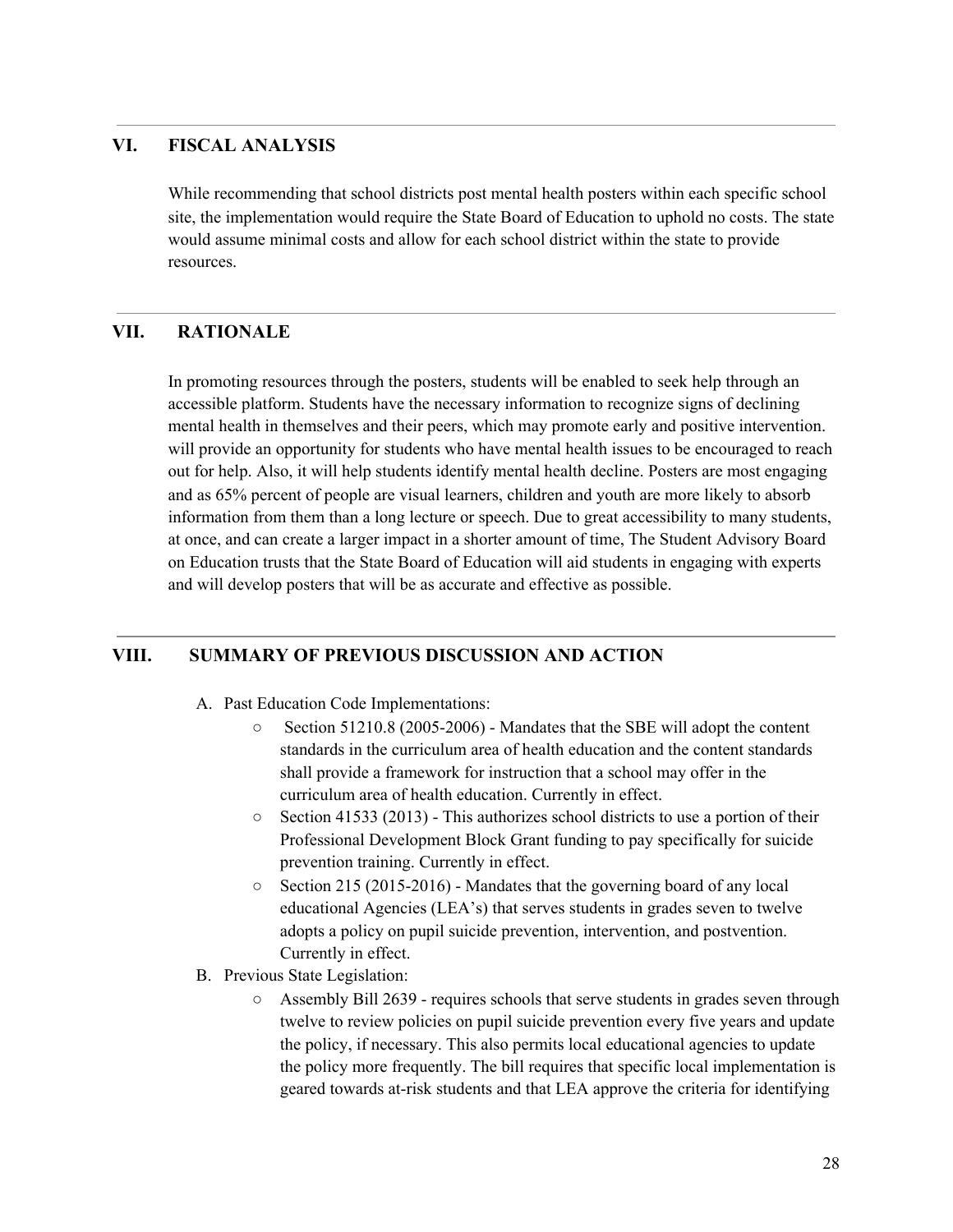## VI. FISCAL ANALYSIS

While recommending that school districts post mental health posters within each specific school site, the implementation would require the State Board of Education to uphold no costs. The state would assume minimal costs and allow for each school district within the state to provide resources.

## VII. RATIONALE

In promoting resources through the posters, students will be enabled to seek help through an accessible platform. Students have the necessary information to recognize signs of declining mental health in themselves and their peers, which may promote early and positive intervention. will provide an opportunity for students who have mental health issues to be encouraged to reach out for help. Also, it will help students identify mental health decline. Posters are most engaging and as 65% percent of people are visual learners, children and youth are more likely to absorb information from them than a long lecture or speech. Due to great accessibility to many students, at once, and can create a larger impact in a shorter amount of time, The Student Advisory Board on Education trusts that the State Board of Education will aid students in engaging with experts and will develop posters that will be as accurate and effective as possible.

## VIII. SUMMARY OF PREVIOUS DISCUSSION AND ACTION

A. Past Education Code Implementations:
   - Section 51210.8 (2005-2006) - Mandates that the SBE will adopt the content standards in the curriculum area of health education and the content standards shall provide a framework for instruction that a school may offer in the curriculum area of health education. Currently in effect.
   - Section 41533 (2013) - This authorizes school districts to use a portion of their Professional Development Block Grant funding to pay specifically for suicide prevention training. Currently in effect.
   - Section 215 (2015-2016) - Mandates that the governing board of any local educational Agencies (LEA's) that serves students in grades seven to twelve adopts a policy on pupil suicide prevention, intervention, and postvention. Currently in effect.

B. Previous State Legislation:
   - Assembly Bill 2639 - requires schools that serve students in grades seven through twelve to review policies on pupil suicide prevention every five years and update the policy, if necessary. This also permits local educational agencies to update the policy more frequently. The bill requires that specific local implementation is geared towards at-risk students and that LEA approve the criteria for identifying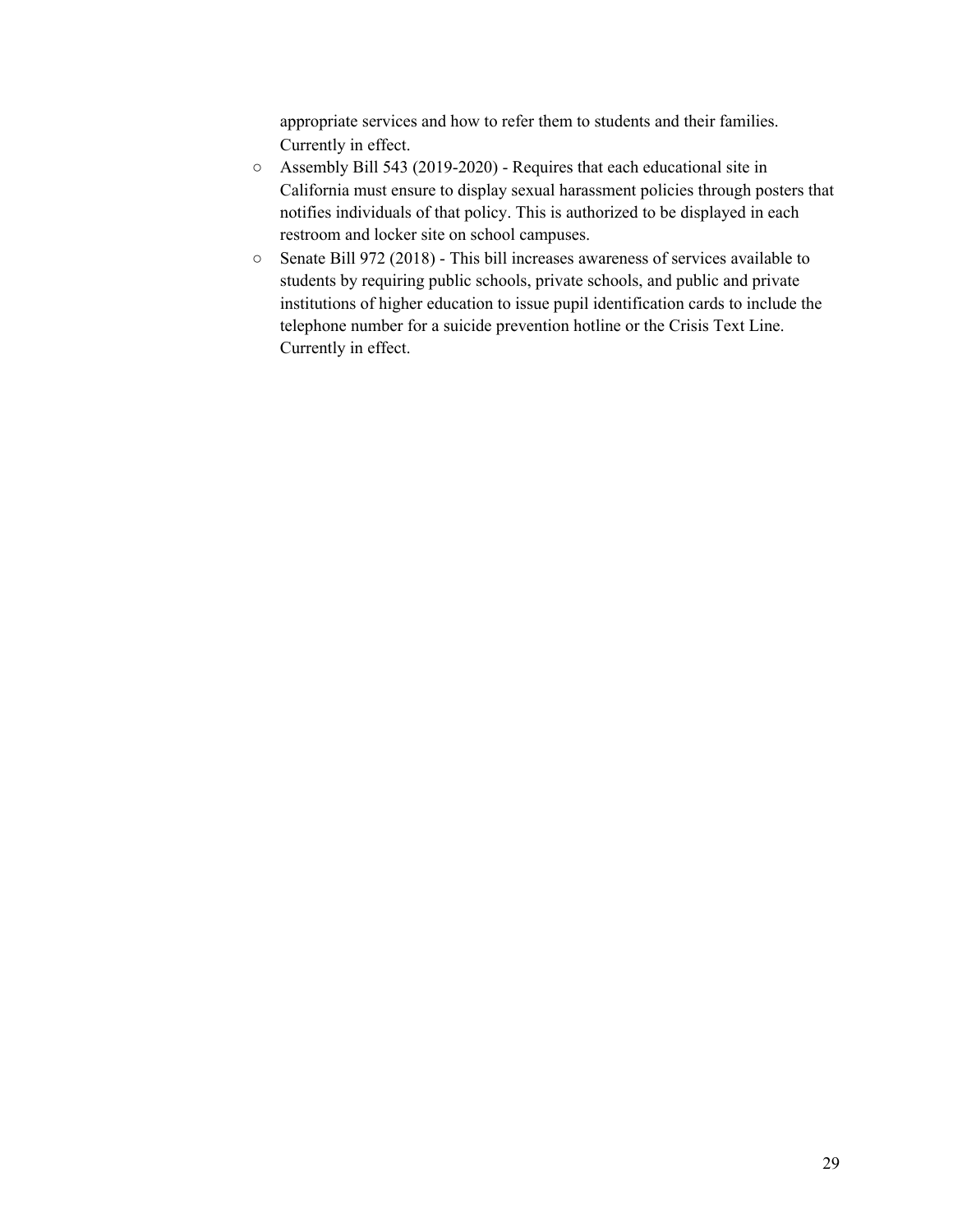appropriate services and how to refer them to students and their families. Currently in effect.

- Assembly Bill 543 (2019-2020) - Requires that each educational site in California must ensure to display sexual harassment policies through posters that notifies individuals of that policy. This is authorized to be displayed in each restroom and locker site on school campuses.
- Senate Bill 972 (2018) - This bill increases awareness of services available to students by requiring public schools, private schools, and public and private institutions of higher education to issue pupil identification cards to include the telephone number for a suicide prevention hotline or the Crisis Text Line. Currently in effect.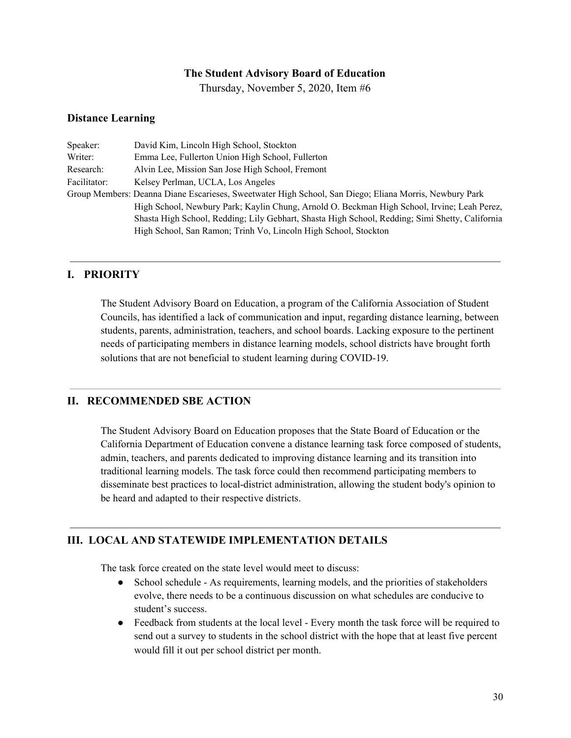**The Student Advisory Board of Education**

Thursday, November 5, 2020, Item #6

### Distance Learning

Speaker: David Kim, Lincoln High School, Stockton

Writer: Emma Lee, Fullerton Union High School, Fullerton

Research: Alvin Lee, Mission San Jose High School, Fremont

Facilitator: Kelsey Perlman, UCLA, Los Angeles

Group Members: Deanna Diane Escarieses, Sweetwater High School, San Diego; Eliana Morris, Newbury Park High School, Newbury Park; Kaylin Chung, Arnold O. Beckman High School, Irvine; Leah Perez, Shasta High School, Redding; Lily Gebhart, Shasta High School, Redding; Simi Shetty, California High School, San Ramon; Trinh Vo, Lincoln High School, Stockton

---

## I. PRIORITY

The Student Advisory Board on Education, a program of the California Association of Student Councils, has identified a lack of communication and input, regarding distance learning, between students, parents, administration, teachers, and school boards. Lacking exposure to the pertinent needs of participating members in distance learning models, school districts have brought forth solutions that are not beneficial to student learning during COVID-19.

---

## II. RECOMMENDED SBE ACTION

The Student Advisory Board on Education proposes that the State Board of Education or the California Department of Education convene a distance learning task force composed of students, admin, teachers, and parents dedicated to improving distance learning and its transition into traditional learning models. The task force could then recommend participating members to disseminate best practices to local-district administration, allowing the student body's opinion to be heard and adapted to their respective districts.

---

## III. LOCAL AND STATEWIDE IMPLEMENTATION DETAILS

The task force created on the state level would meet to discuss:

- School schedule - As requirements, learning models, and the priorities of stakeholders evolve, there needs to be a continuous discussion on what schedules are conducive to student's success.
- Feedback from students at the local level - Every month the task force will be required to send out a survey to students in the school district with the hope that at least five percent would fill it out per school district per month.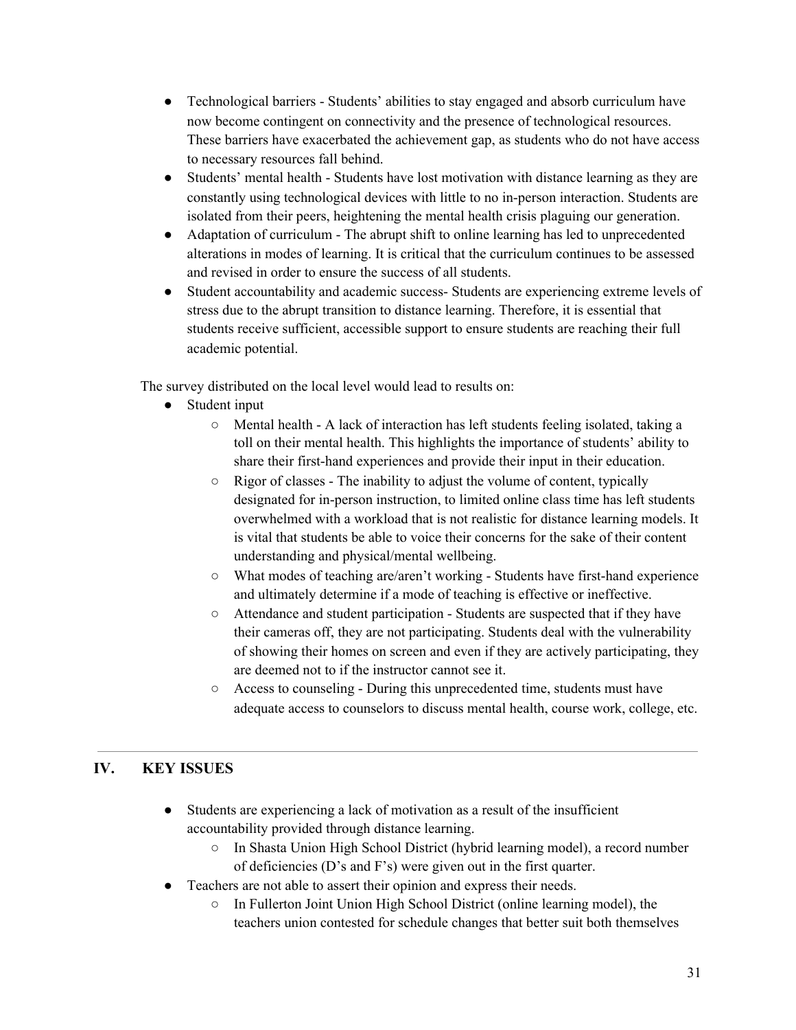- Technological barriers - Students' abilities to stay engaged and absorb curriculum have now become contingent on connectivity and the presence of technological resources. These barriers have exacerbated the achievement gap, as students who do not have access to necessary resources fall behind.
- Students' mental health - Students have lost motivation with distance learning as they are constantly using technological devices with little to no in-person interaction. Students are isolated from their peers, heightening the mental health crisis plaguing our generation.
- Adaptation of curriculum - The abrupt shift to online learning has led to unprecedented alterations in modes of learning. It is critical that the curriculum continues to be assessed and revised in order to ensure the success of all students.
- Student accountability and academic success- Students are experiencing extreme levels of stress due to the abrupt transition to distance learning. Therefore, it is essential that students receive sufficient, accessible support to ensure students are reaching their full academic potential.

The survey distributed on the local level would lead to results on:

- Student input
  - Mental health - A lack of interaction has left students feeling isolated, taking a toll on their mental health. This highlights the importance of students' ability to share their first-hand experiences and provide their input in their education.
  - Rigor of classes - The inability to adjust the volume of content, typically designated for in-person instruction, to limited online class time has left students overwhelmed with a workload that is not realistic for distance learning models. It is vital that students be able to voice their concerns for the sake of their content understanding and physical/mental wellbeing.
  - What modes of teaching are/aren't working - Students have first-hand experience and ultimately determine if a mode of teaching is effective or ineffective.
  - Attendance and student participation - Students are suspected that if they have their cameras off, they are not participating. Students deal with the vulnerability of showing their homes on screen and even if they are actively participating, they are deemed not to if the instructor cannot see it.
  - Access to counseling - During this unprecedented time, students must have adequate access to counselors to discuss mental health, course work, college, etc.

---

## IV. KEY ISSUES

- Students are experiencing a lack of motivation as a result of the insufficient accountability provided through distance learning.
  - In Shasta Union High School District (hybrid learning model), a record number of deficiencies (D's and F's) were given out in the first quarter.
- Teachers are not able to assert their opinion and express their needs.
  - In Fullerton Joint Union High School District (online learning model), the teachers union contested for schedule changes that better suit both themselves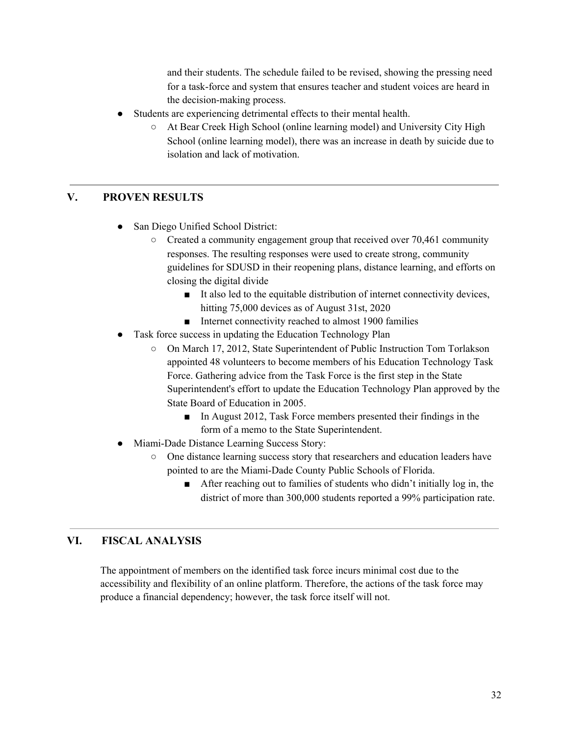and their students. The schedule failed to be revised, showing the pressing need for a task-force and system that ensures teacher and student voices are heard in the decision-making process.

- Students are experiencing detrimental effects to their mental health.
  - At Bear Creek High School (online learning model) and University City High School (online learning model), there was an increase in death by suicide due to isolation and lack of motivation.

---

## V. PROVEN RESULTS

- San Diego Unified School District:
  - Created a community engagement group that received over 70,461 community responses. The resulting responses were used to create strong, community guidelines for SDUSD in their reopening plans, distance learning, and efforts on closing the digital divide
    - It also led to the equitable distribution of internet connectivity devices, hitting 75,000 devices as of August 31st, 2020
    - Internet connectivity reached to almost 1900 families
- Task force success in updating the Education Technology Plan
  - On March 17, 2012, State Superintendent of Public Instruction Tom Torlakson appointed 48 volunteers to become members of his Education Technology Task Force. Gathering advice from the Task Force is the first step in the State Superintendent's effort to update the Education Technology Plan approved by the State Board of Education in 2005.
    - In August 2012, Task Force members presented their findings in the form of a memo to the State Superintendent.
- Miami-Dade Distance Learning Success Story:
  - One distance learning success story that researchers and education leaders have pointed to are the Miami-Dade County Public Schools of Florida.
    - After reaching out to families of students who didn't initially log in, the district of more than 300,000 students reported a 99% participation rate.

---

## VI. FISCAL ANALYSIS

The appointment of members on the identified task force incurs minimal cost due to the accessibility and flexibility of an online platform. Therefore, the actions of the task force may produce a financial dependency; however, the task force itself will not.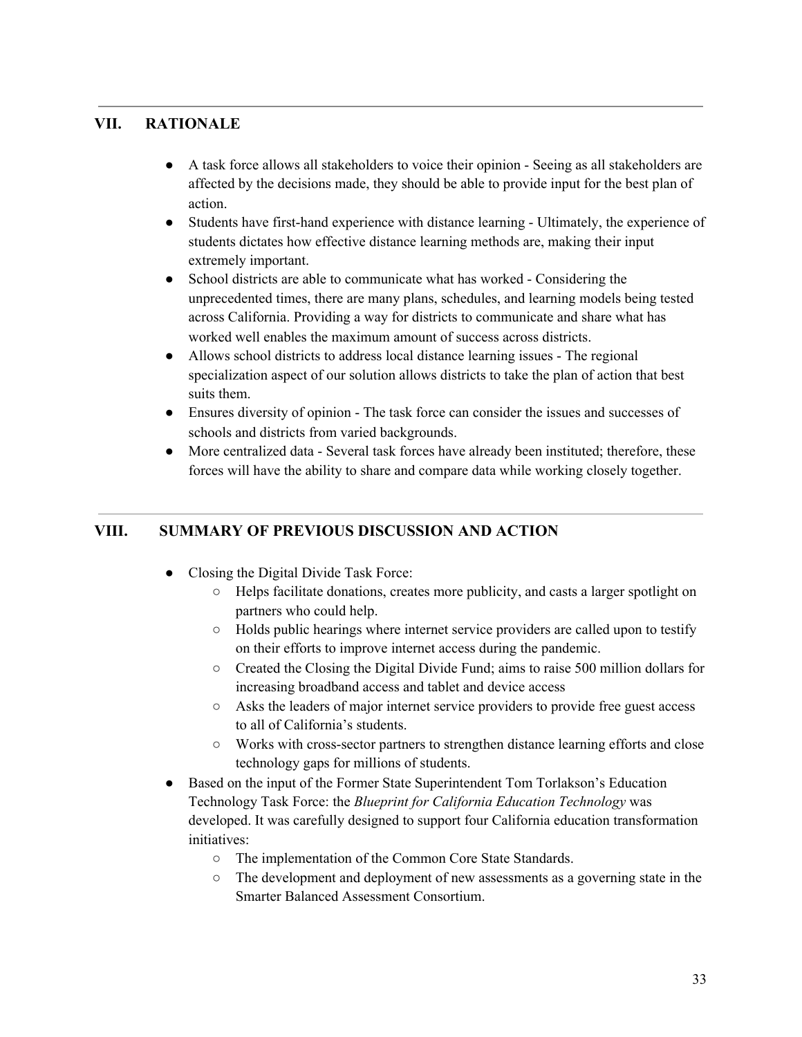## VII. RATIONALE

- A task force allows all stakeholders to voice their opinion - Seeing as all stakeholders are affected by the decisions made, they should be able to provide input for the best plan of action.
- Students have first-hand experience with distance learning - Ultimately, the experience of students dictates how effective distance learning methods are, making their input extremely important.
- School districts are able to communicate what has worked - Considering the unprecedented times, there are many plans, schedules, and learning models being tested across California. Providing a way for districts to communicate and share what has worked well enables the maximum amount of success across districts.
- Allows school districts to address local distance learning issues - The regional specialization aspect of our solution allows districts to take the plan of action that best suits them.
- Ensures diversity of opinion - The task force can consider the issues and successes of schools and districts from varied backgrounds.
- More centralized data - Several task forces have already been instituted; therefore, these forces will have the ability to share and compare data while working closely together.

## VIII. SUMMARY OF PREVIOUS DISCUSSION AND ACTION

- Closing the Digital Divide Task Force:
  - Helps facilitate donations, creates more publicity, and casts a larger spotlight on partners who could help.
  - Holds public hearings where internet service providers are called upon to testify on their efforts to improve internet access during the pandemic.
  - Created the Closing the Digital Divide Fund; aims to raise 500 million dollars for increasing broadband access and tablet and device access
  - Asks the leaders of major internet service providers to provide free guest access to all of California's students.
  - Works with cross-sector partners to strengthen distance learning efforts and close technology gaps for millions of students.
- Based on the input of the Former State Superintendent Tom Torlakson's Education Technology Task Force: the *Blueprint for California Education Technology* was developed. It was carefully designed to support four California education transformation initiatives:
  - The implementation of the Common Core State Standards.
  - The development and deployment of new assessments as a governing state in the Smarter Balanced Assessment Consortium.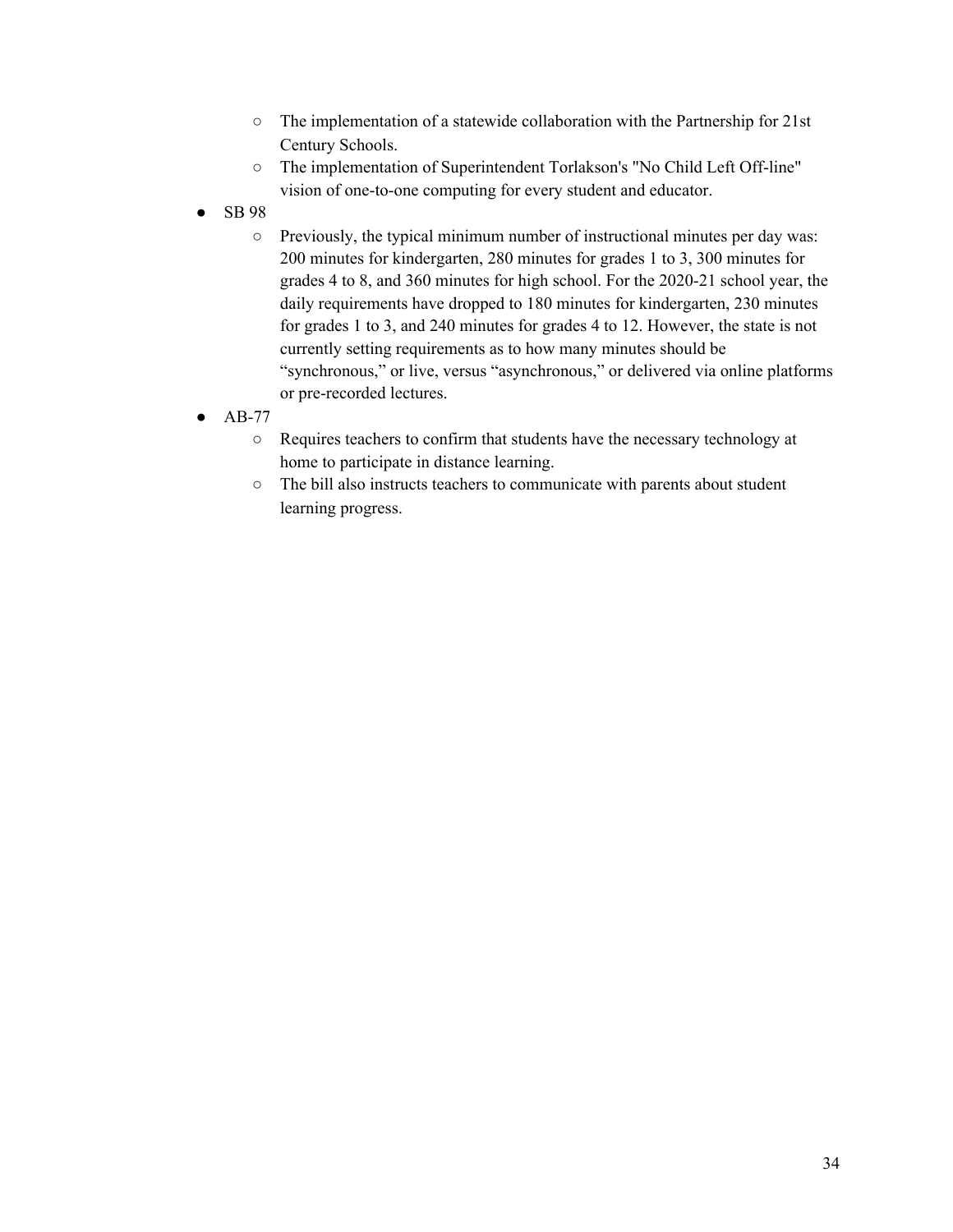- The implementation of a statewide collaboration with the Partnership for 21st Century Schools.
  - The implementation of Superintendent Torlakson's "No Child Left Off-line" vision of one-to-one computing for every student and educator.
- SB 98
  - Previously, the typical minimum number of instructional minutes per day was: 200 minutes for kindergarten, 280 minutes for grades 1 to 3, 300 minutes for grades 4 to 8, and 360 minutes for high school. For the 2020-21 school year, the daily requirements have dropped to 180 minutes for kindergarten, 230 minutes for grades 1 to 3, and 240 minutes for grades 4 to 12. However, the state is not currently setting requirements as to how many minutes should be "synchronous," or live, versus "asynchronous," or delivered via online platforms or pre-recorded lectures.
- AB-77
  - Requires teachers to confirm that students have the necessary technology at home to participate in distance learning.
  - The bill also instructs teachers to communicate with parents about student learning progress.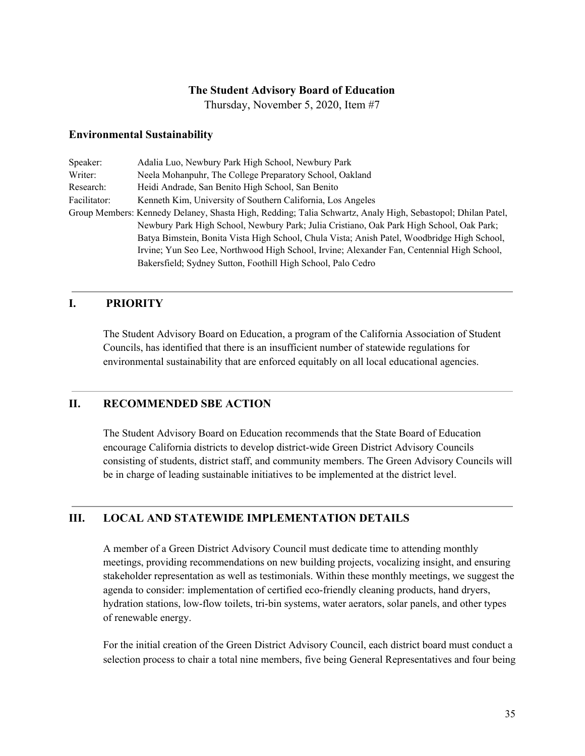**The Student Advisory Board of Education**

Thursday, November 5, 2020, Item #7

### Environmental Sustainability

Speaker: Adalia Luo, Newbury Park High School, Newbury Park

Writer: Neela Mohanpuhr, The College Preparatory School, Oakland

Research: Heidi Andrade, San Benito High School, San Benito

Facilitator: Kenneth Kim, University of Southern California, Los Angeles

Group Members: Kennedy Delaney, Shasta High, Redding; Talia Schwartz, Analy High, Sebastopol; Dhilan Patel, Newbury Park High School, Newbury Park; Julia Cristiano, Oak Park High School, Oak Park; Batya Bimstein, Bonita Vista High School, Chula Vista; Anish Patel, Woodbridge High School, Irvine; Yun Seo Lee, Northwood High School, Irvine; Alexander Fan, Centennial High School, Bakersfield; Sydney Sutton, Foothill High School, Palo Cedro

---

## I. PRIORITY

The Student Advisory Board on Education, a program of the California Association of Student Councils, has identified that there is an insufficient number of statewide regulations for environmental sustainability that are enforced equitably on all local educational agencies.

---

## II. RECOMMENDED SBE ACTION

The Student Advisory Board on Education recommends that the State Board of Education encourage California districts to develop district-wide Green District Advisory Councils consisting of students, district staff, and community members. The Green Advisory Councils will be in charge of leading sustainable initiatives to be implemented at the district level.

---

## III. LOCAL AND STATEWIDE IMPLEMENTATION DETAILS

A member of a Green District Advisory Council must dedicate time to attending monthly meetings, providing recommendations on new building projects, vocalizing insight, and ensuring stakeholder representation as well as testimonials. Within these monthly meetings, we suggest the agenda to consider: implementation of certified eco-friendly cleaning products, hand dryers, hydration stations, low-flow toilets, tri-bin systems, water aerators, solar panels, and other types of renewable energy.

For the initial creation of the Green District Advisory Council, each district board must conduct a selection process to chair a total nine members, five being General Representatives and four being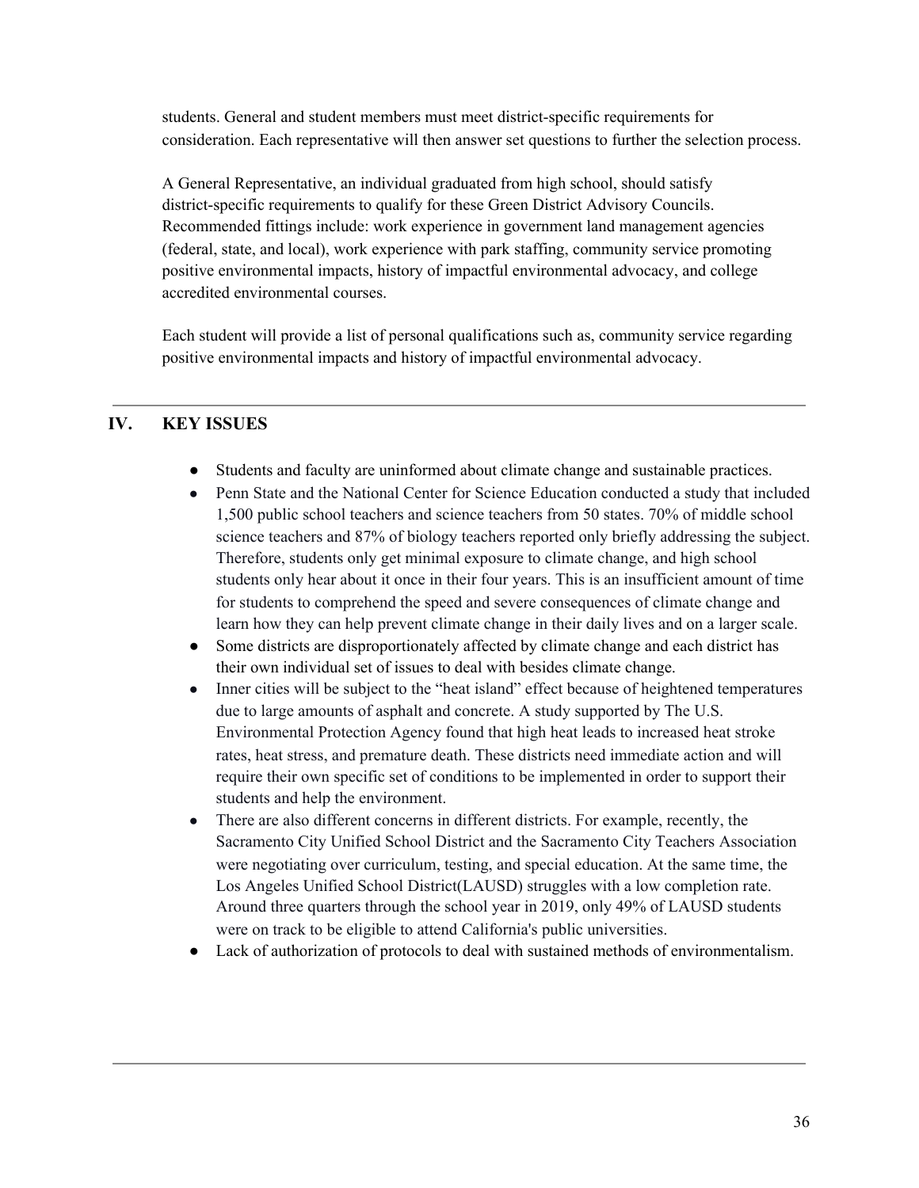students. General and student members must meet district-specific requirements for consideration. Each representative will then answer set questions to further the selection process.

A General Representative, an individual graduated from high school, should satisfy district-specific requirements to qualify for these Green District Advisory Councils. Recommended fittings include: work experience in government land management agencies (federal, state, and local), work experience with park staffing, community service promoting positive environmental impacts, history of impactful environmental advocacy, and college accredited environmental courses.

Each student will provide a list of personal qualifications such as, community service regarding positive environmental impacts and history of impactful environmental advocacy.

---

## IV. KEY ISSUES

- Students and faculty are uninformed about climate change and sustainable practices.
- Penn State and the National Center for Science Education conducted a study that included 1,500 public school teachers and science teachers from 50 states. 70% of middle school science teachers and 87% of biology teachers reported only briefly addressing the subject. Therefore, students only get minimal exposure to climate change, and high school students only hear about it once in their four years. This is an insufficient amount of time for students to comprehend the speed and severe consequences of climate change and learn how they can help prevent climate change in their daily lives and on a larger scale.
- Some districts are disproportionately affected by climate change and each district has their own individual set of issues to deal with besides climate change.
- Inner cities will be subject to the "heat island" effect because of heightened temperatures due to large amounts of asphalt and concrete. A study supported by The U.S. Environmental Protection Agency found that high heat leads to increased heat stroke rates, heat stress, and premature death. These districts need immediate action and will require their own specific set of conditions to be implemented in order to support their students and help the environment.
- There are also different concerns in different districts. For example, recently, the Sacramento City Unified School District and the Sacramento City Teachers Association were negotiating over curriculum, testing, and special education. At the same time, the Los Angeles Unified School District(LAUSD) struggles with a low completion rate. Around three quarters through the school year in 2019, only 49% of LAUSD students were on track to be eligible to attend California's public universities.
- Lack of authorization of protocols to deal with sustained methods of environmentalism.

---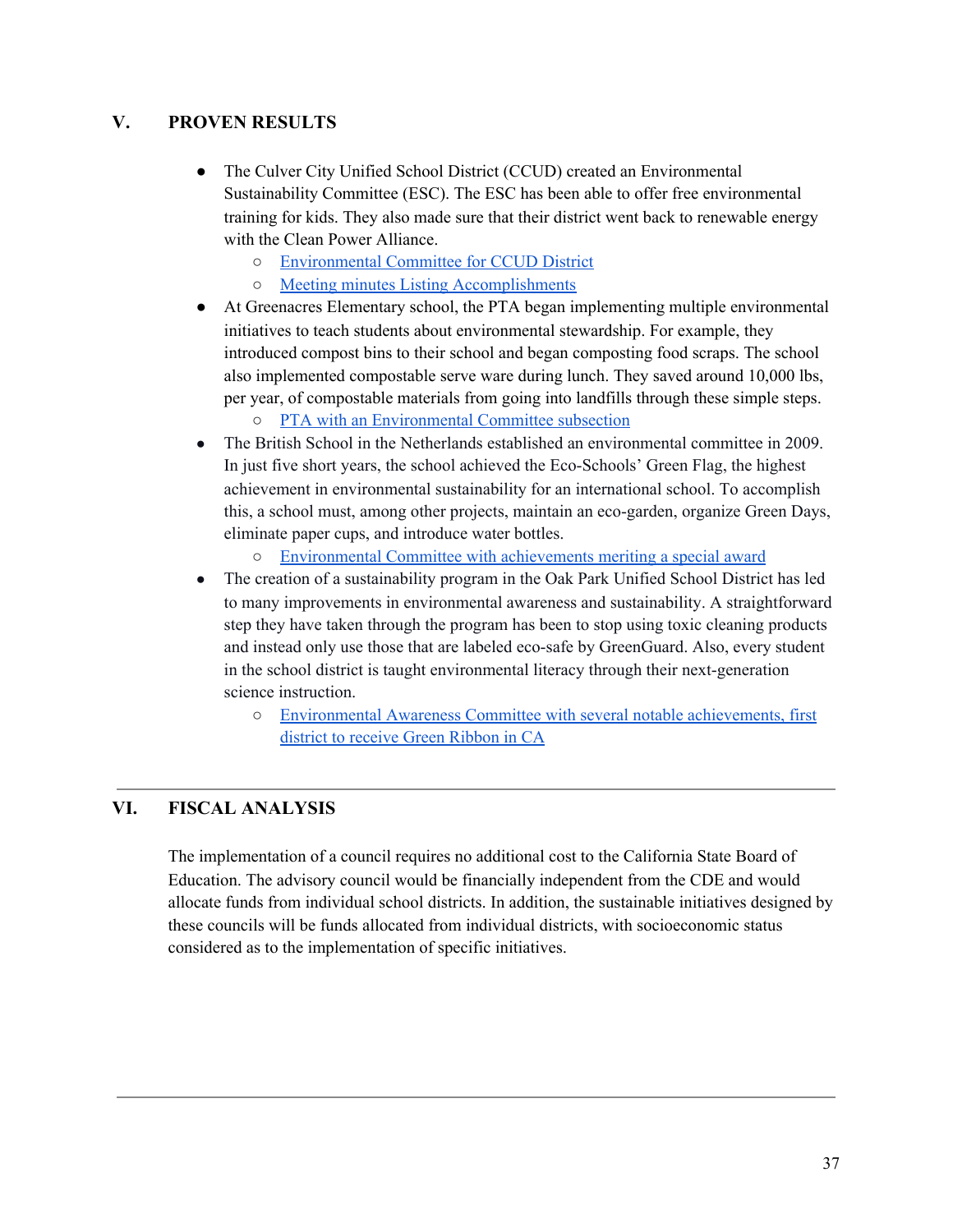## V. PROVEN RESULTS

- The Culver City Unified School District (CCUD) created an Environmental Sustainability Committee (ESC). The ESC has been able to offer free environmental training for kids. They also made sure that their district went back to renewable energy with the Clean Power Alliance.
  - Environmental Committee for CCUD District
  - Meeting minutes Listing Accomplishments
- At Greenacres Elementary school, the PTA began implementing multiple environmental initiatives to teach students about environmental stewardship. For example, they introduced compost bins to their school and began composting food scraps. The school also implemented compostable serve ware during lunch. They saved around 10,000 lbs, per year, of compostable materials from going into landfills through these simple steps.
  - PTA with an Environmental Committee subsection
- The British School in the Netherlands established an environmental committee in 2009. In just five short years, the school achieved the Eco-Schools' Green Flag, the highest achievement in environmental sustainability for an international school. To accomplish this, a school must, among other projects, maintain an eco-garden, organize Green Days, eliminate paper cups, and introduce water bottles.
  - Environmental Committee with achievements meriting a special award
- The creation of a sustainability program in the Oak Park Unified School District has led to many improvements in environmental awareness and sustainability. A straightforward step they have taken through the program has been to stop using toxic cleaning products and instead only use those that are labeled eco-safe by GreenGuard. Also, every student in the school district is taught environmental literacy through their next-generation science instruction.
  - Environmental Awareness Committee with several notable achievements, first district to receive Green Ribbon in CA

---

## VI. FISCAL ANALYSIS

The implementation of a council requires no additional cost to the California State Board of Education. The advisory council would be financially independent from the CDE and would allocate funds from individual school districts. In addition, the sustainable initiatives designed by these councils will be funds allocated from individual districts, with socioeconomic status considered as to the implementation of specific initiatives.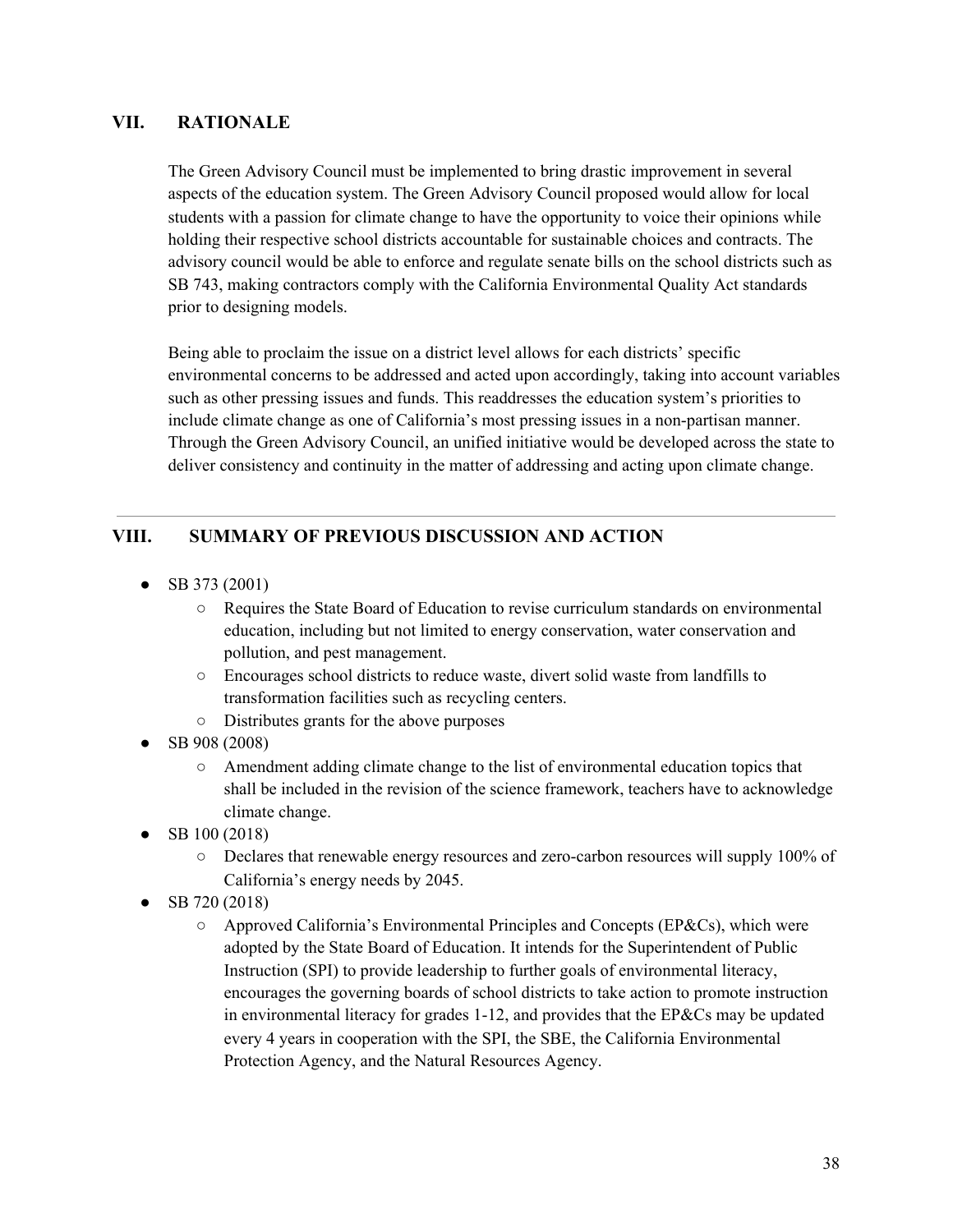## VII. RATIONALE

The Green Advisory Council must be implemented to bring drastic improvement in several aspects of the education system. The Green Advisory Council proposed would allow for local students with a passion for climate change to have the opportunity to voice their opinions while holding their respective school districts accountable for sustainable choices and contracts. The advisory council would be able to enforce and regulate senate bills on the school districts such as SB 743, making contractors comply with the California Environmental Quality Act standards prior to designing models.

Being able to proclaim the issue on a district level allows for each districts' specific environmental concerns to be addressed and acted upon accordingly, taking into account variables such as other pressing issues and funds. This readdresses the education system's priorities to include climate change as one of California's most pressing issues in a non-partisan manner. Through the Green Advisory Council, an unified initiative would be developed across the state to deliver consistency and continuity in the matter of addressing and acting upon climate change.

---

## VIII. SUMMARY OF PREVIOUS DISCUSSION AND ACTION

- SB 373 (2001)
  - Requires the State Board of Education to revise curriculum standards on environmental education, including but not limited to energy conservation, water conservation and pollution, and pest management.
  - Encourages school districts to reduce waste, divert solid waste from landfills to transformation facilities such as recycling centers.
  - Distributes grants for the above purposes
- SB 908 (2008)
  - Amendment adding climate change to the list of environmental education topics that shall be included in the revision of the science framework, teachers have to acknowledge climate change.
- SB 100 (2018)
  - Declares that renewable energy resources and zero-carbon resources will supply 100% of California's energy needs by 2045.
- SB 720 (2018)
  - Approved California's Environmental Principles and Concepts (EP&Cs), which were adopted by the State Board of Education. It intends for the Superintendent of Public Instruction (SPI) to provide leadership to further goals of environmental literacy, encourages the governing boards of school districts to take action to promote instruction in environmental literacy for grades 1-12, and provides that the EP&Cs may be updated every 4 years in cooperation with the SPI, the SBE, the California Environmental Protection Agency, and the Natural Resources Agency.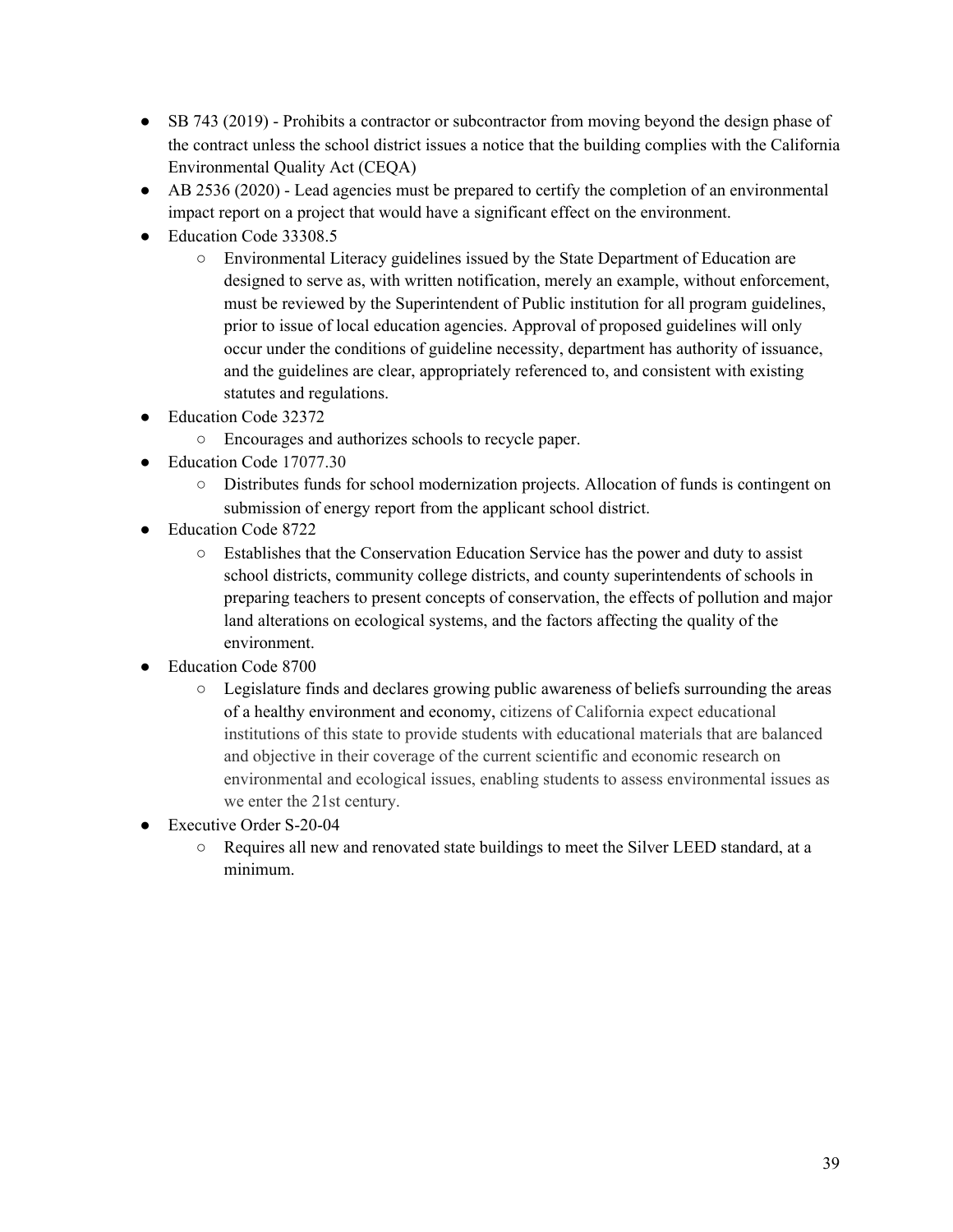- SB 743 (2019) - Prohibits a contractor or subcontractor from moving beyond the design phase of the contract unless the school district issues a notice that the building complies with the California Environmental Quality Act (CEQA)
- AB 2536 (2020) - Lead agencies must be prepared to certify the completion of an environmental impact report on a project that would have a significant effect on the environment.
- Education Code 33308.5
  - Environmental Literacy guidelines issued by the State Department of Education are designed to serve as, with written notification, merely an example, without enforcement, must be reviewed by the Superintendent of Public institution for all program guidelines, prior to issue of local education agencies. Approval of proposed guidelines will only occur under the conditions of guideline necessity, department has authority of issuance, and the guidelines are clear, appropriately referenced to, and consistent with existing statutes and regulations.
- Education Code 32372
  - Encourages and authorizes schools to recycle paper.
- Education Code 17077.30
  - Distributes funds for school modernization projects. Allocation of funds is contingent on submission of energy report from the applicant school district.
- Education Code 8722
  - Establishes that the Conservation Education Service has the power and duty to assist school districts, community college districts, and county superintendents of schools in preparing teachers to present concepts of conservation, the effects of pollution and major land alterations on ecological systems, and the factors affecting the quality of the environment.
- Education Code 8700
  - Legislature finds and declares growing public awareness of beliefs surrounding the areas of a healthy environment and economy, citizens of California expect educational institutions of this state to provide students with educational materials that are balanced and objective in their coverage of the current scientific and economic research on environmental and ecological issues, enabling students to assess environmental issues as we enter the 21st century.
- Executive Order S-20-04
  - Requires all new and renovated state buildings to meet the Silver LEED standard, at a minimum.